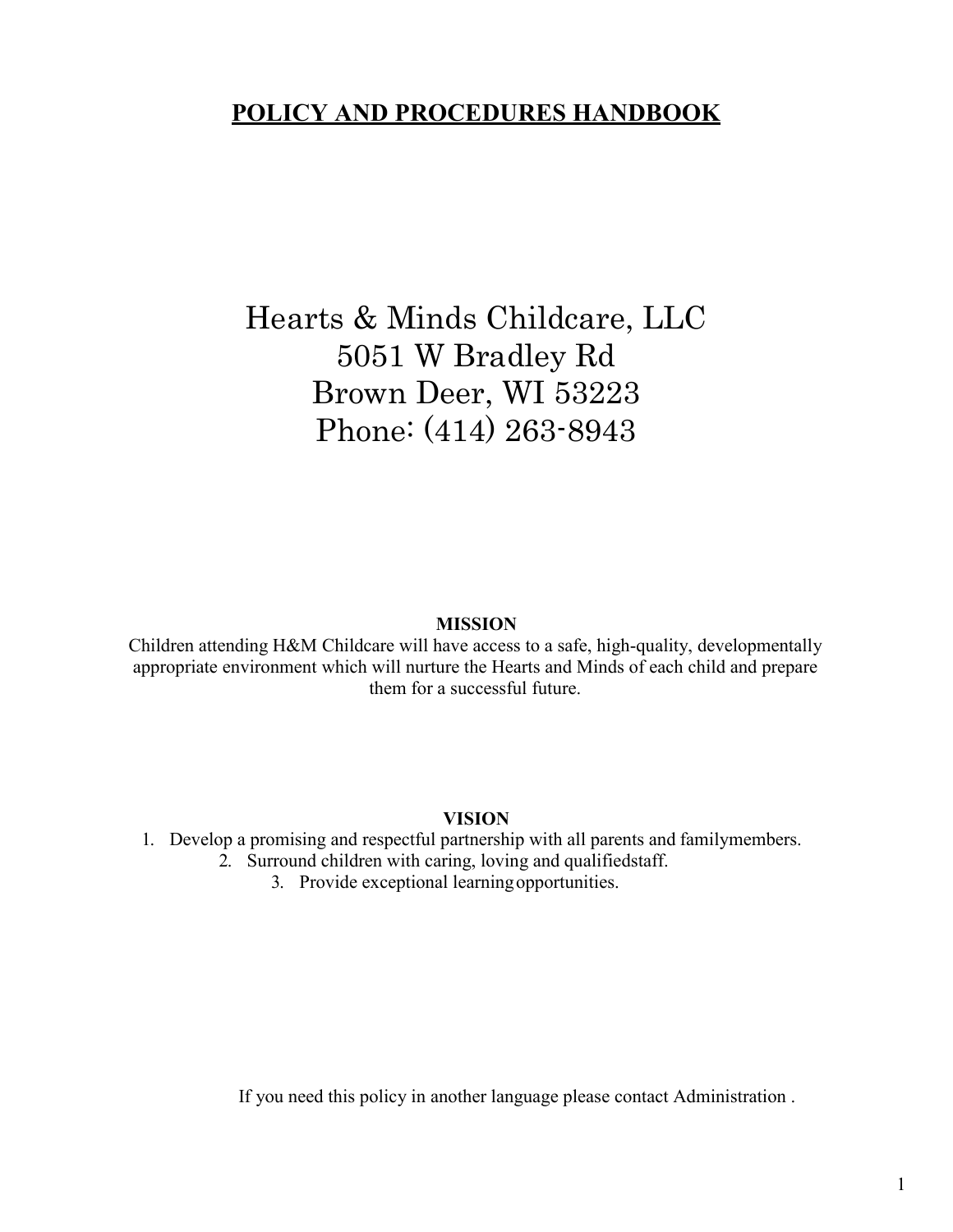# POLICY AND PROCEDURES HANDBOOK

Hearts & Minds Childcare, LLC
5051 W Bradley Rd
Brown Deer, WI 53223
Phone: (414) 263-8943

**MISSION**

Children attending H&M Childcare will have access to a safe, high-quality, developmentally appropriate environment which will nurture the Hearts and Minds of each child and prepare them for a successful future.

**VISION**

1. Develop a promising and respectful partnership with all parents and familymembers.
2. Surround children with caring, loving and qualifiedstaff.
3. Provide exceptional learningopportunities.

If you need this policy in another language please contact Administration .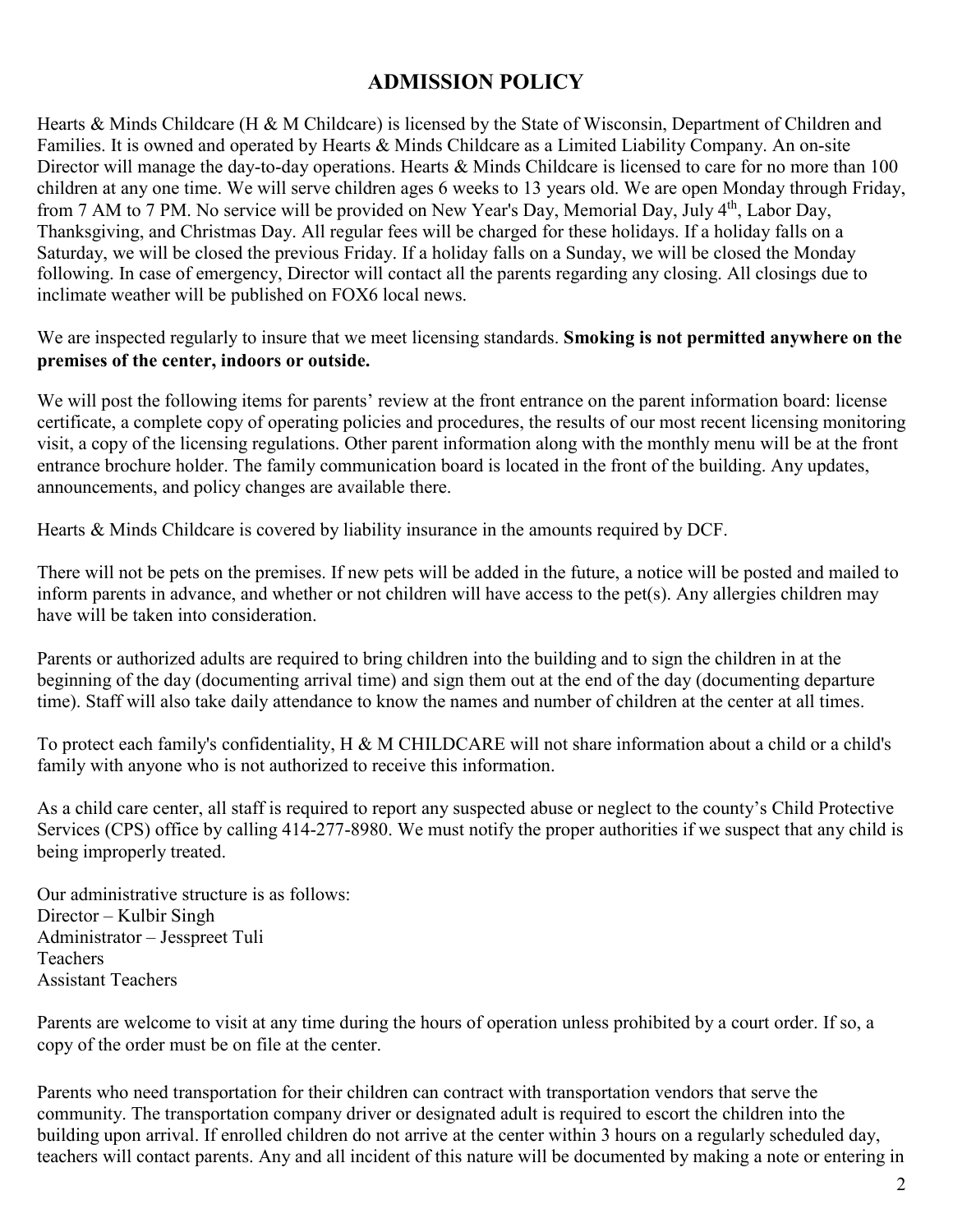## ADMISSION POLICY

Hearts & Minds Childcare (H & M Childcare) is licensed by the State of Wisconsin, Department of Children and Families. It is owned and operated by Hearts & Minds Childcare as a Limited Liability Company. An on-site Director will manage the day-to-day operations. Hearts & Minds Childcare is licensed to care for no more than 100 children at any one time. We will serve children ages 6 weeks to 13 years old. We are open Monday through Friday, from 7 AM to 7 PM. No service will be provided on New Year's Day, Memorial Day, July 4th, Labor Day, Thanksgiving, and Christmas Day. All regular fees will be charged for these holidays. If a holiday falls on a Saturday, we will be closed the previous Friday. If a holiday falls on a Sunday, we will be closed the Monday following. In case of emergency, Director will contact all the parents regarding any closing. All closings due to inclimate weather will be published on FOX6 local news.

We are inspected regularly to insure that we meet licensing standards. **Smoking is not permitted anywhere on the premises of the center, indoors or outside.**

We will post the following items for parents' review at the front entrance on the parent information board: license certificate, a complete copy of operating policies and procedures, the results of our most recent licensing monitoring visit, a copy of the licensing regulations. Other parent information along with the monthly menu will be at the front entrance brochure holder. The family communication board is located in the front of the building. Any updates, announcements, and policy changes are available there.

Hearts & Minds Childcare is covered by liability insurance in the amounts required by DCF.

There will not be pets on the premises. If new pets will be added in the future, a notice will be posted and mailed to inform parents in advance, and whether or not children will have access to the pet(s). Any allergies children may have will be taken into consideration.

Parents or authorized adults are required to bring children into the building and to sign the children in at the beginning of the day (documenting arrival time) and sign them out at the end of the day (documenting departure time). Staff will also take daily attendance to know the names and number of children at the center at all times.

To protect each family's confidentiality, H & M CHILDCARE will not share information about a child or a child's family with anyone who is not authorized to receive this information.

As a child care center, all staff is required to report any suspected abuse or neglect to the county's Child Protective Services (CPS) office by calling 414-277-8980. We must notify the proper authorities if we suspect that any child is being improperly treated.

Our administrative structure is as follows:
Director – Kulbir Singh
Administrator – Jesspreet Tuli
Teachers
Assistant Teachers

Parents are welcome to visit at any time during the hours of operation unless prohibited by a court order. If so, a copy of the order must be on file at the center.

Parents who need transportation for their children can contract with transportation vendors that serve the community. The transportation company driver or designated adult is required to escort the children into the building upon arrival. If enrolled children do not arrive at the center within 3 hours on a regularly scheduled day, teachers will contact parents. Any and all incident of this nature will be documented by making a note or entering in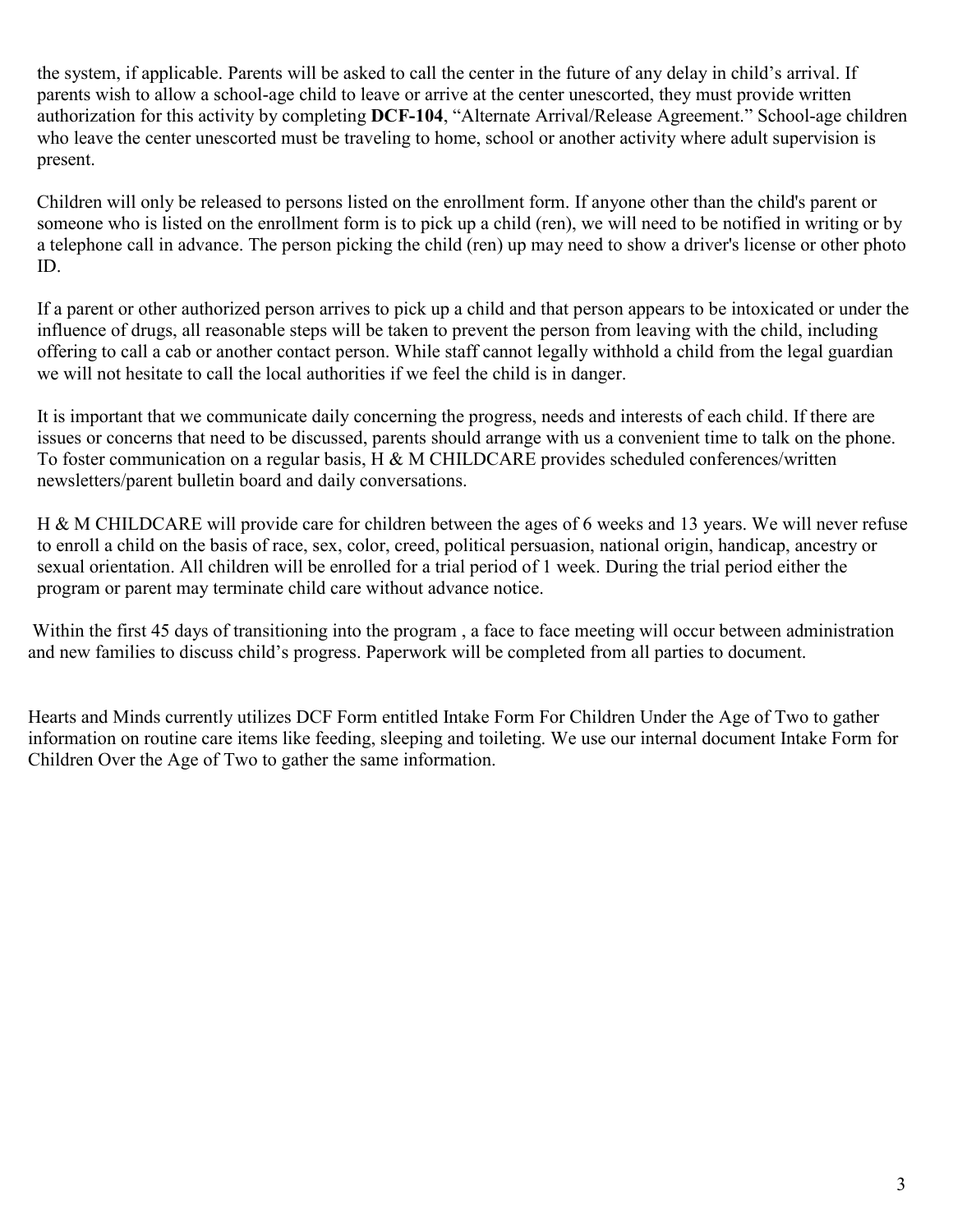the system, if applicable. Parents will be asked to call the center in the future of any delay in child's arrival. If parents wish to allow a school-age child to leave or arrive at the center unescorted, they must provide written authorization for this activity by completing **DCF-104**, "Alternate Arrival/Release Agreement." School-age children who leave the center unescorted must be traveling to home, school or another activity where adult supervision is present.

Children will only be released to persons listed on the enrollment form. If anyone other than the child's parent or someone who is listed on the enrollment form is to pick up a child (ren), we will need to be notified in writing or by a telephone call in advance. The person picking the child (ren) up may need to show a driver's license or other photo ID.

If a parent or other authorized person arrives to pick up a child and that person appears to be intoxicated or under the influence of drugs, all reasonable steps will be taken to prevent the person from leaving with the child, including offering to call a cab or another contact person. While staff cannot legally withhold a child from the legal guardian we will not hesitate to call the local authorities if we feel the child is in danger.

It is important that we communicate daily concerning the progress, needs and interests of each child. If there are issues or concerns that need to be discussed, parents should arrange with us a convenient time to talk on the phone. To foster communication on a regular basis, H & M CHILDCARE provides scheduled conferences/written newsletters/parent bulletin board and daily conversations.

H & M CHILDCARE will provide care for children between the ages of 6 weeks and 13 years. We will never refuse to enroll a child on the basis of race, sex, color, creed, political persuasion, national origin, handicap, ancestry or sexual orientation. All children will be enrolled for a trial period of 1 week. During the trial period either the program or parent may terminate child care without advance notice.

Within the first 45 days of transitioning into the program , a face to face meeting will occur between administration and new families to discuss child's progress. Paperwork will be completed from all parties to document.

Hearts and Minds currently utilizes DCF Form entitled Intake Form For Children Under the Age of Two to gather information on routine care items like feeding, sleeping and toileting. We use our internal document Intake Form for Children Over the Age of Two to gather the same information.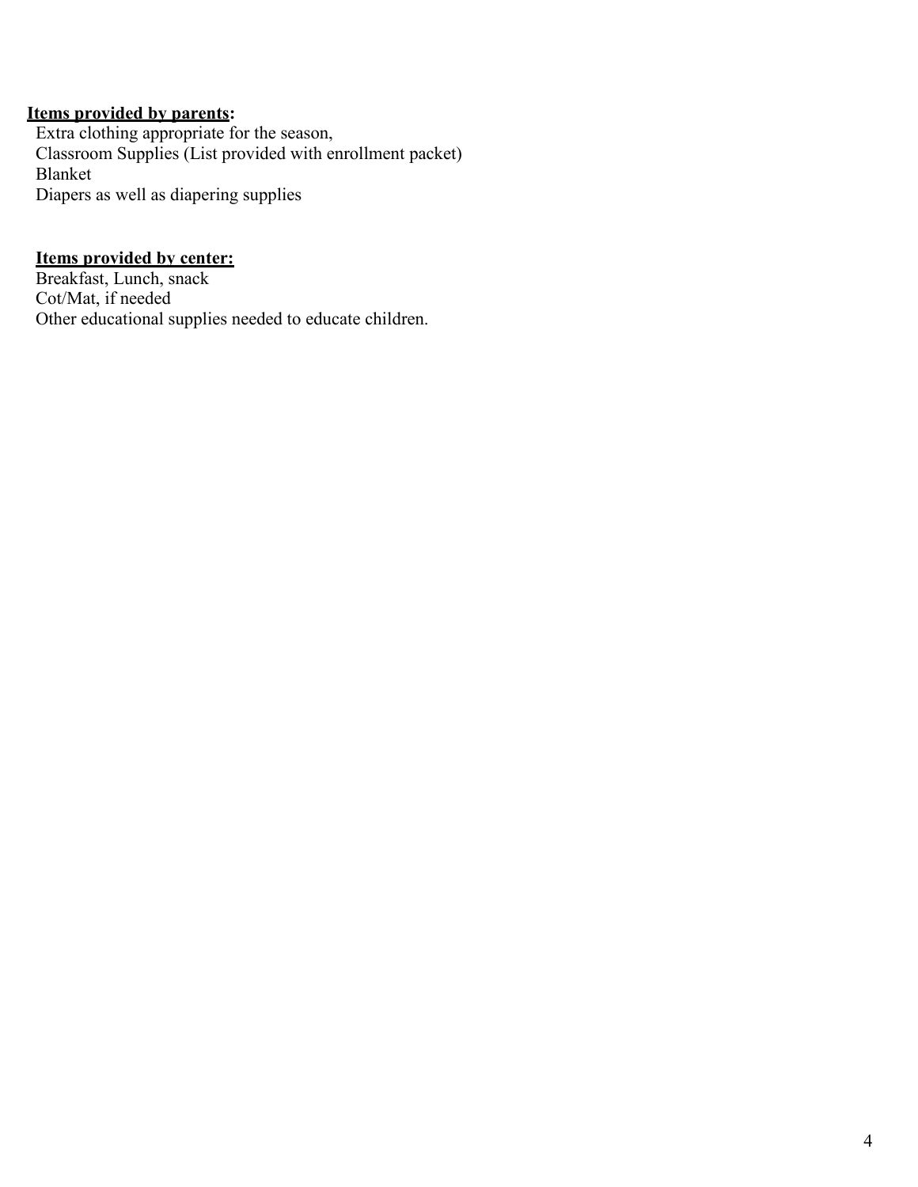**Items provided by parents:**

Extra clothing appropriate for the season,
Classroom Supplies (List provided with enrollment packet)
Blanket
Diapers as well as diapering supplies

**Items provided by center:**

Breakfast, Lunch, snack
Cot/Mat, if needed
Other educational supplies needed to educate children.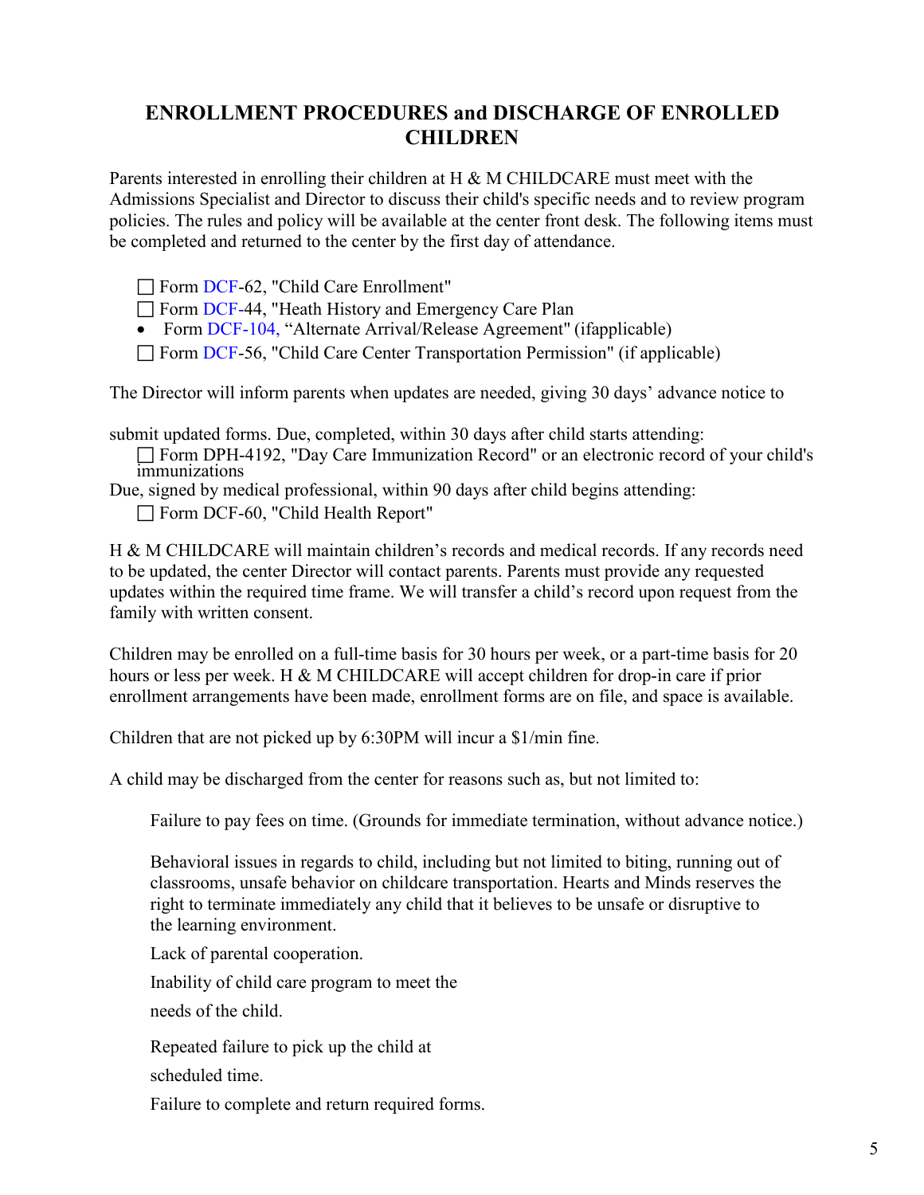## ENROLLMENT PROCEDURES and DISCHARGE OF ENROLLED CHILDREN

Parents interested in enrolling their children at H & M CHILDCARE must meet with the Admissions Specialist and Director to discuss their child's specific needs and to review program policies. The rules and policy will be available at the center front desk. The following items must be completed and returned to the center by the first day of attendance.

- ☐ Form DCF-62, "Child Care Enrollment"
- ☐ Form DCF-44, "Heath History and Emergency Care Plan
- Form DCF-104, "Alternate Arrival/Release Agreement" (ifapplicable)
- ☐ Form DCF-56, "Child Care Center Transportation Permission" (if applicable)

The Director will inform parents when updates are needed, giving 30 days' advance notice to

submit updated forms. Due, completed, within 30 days after child starts attending:

- ☐ Form DPH-4192, "Day Care Immunization Record" or an electronic record of your child's immunizations

Due, signed by medical professional, within 90 days after child begins attending:

- ☐ Form DCF-60, "Child Health Report"

H & M CHILDCARE will maintain children's records and medical records. If any records need to be updated, the center Director will contact parents. Parents must provide any requested updates within the required time frame. We will transfer a child's record upon request from the family with written consent.

Children may be enrolled on a full-time basis for 30 hours per week, or a part-time basis for 20 hours or less per week. H & M CHILDCARE will accept children for drop-in care if prior enrollment arrangements have been made, enrollment forms are on file, and space is available.

Children that are not picked up by 6:30PM will incur a $1/min fine.

A child may be discharged from the center for reasons such as, but not limited to:

Failure to pay fees on time. (Grounds for immediate termination, without advance notice.)

Behavioral issues in regards to child, including but not limited to biting, running out of classrooms, unsafe behavior on childcare transportation. Hearts and Minds reserves the right to terminate immediately any child that it believes to be unsafe or disruptive to the learning environment.

Lack of parental cooperation.

Inability of child care program to meet the needs of the child.

Repeated failure to pick up the child at scheduled time.

Failure to complete and return required forms.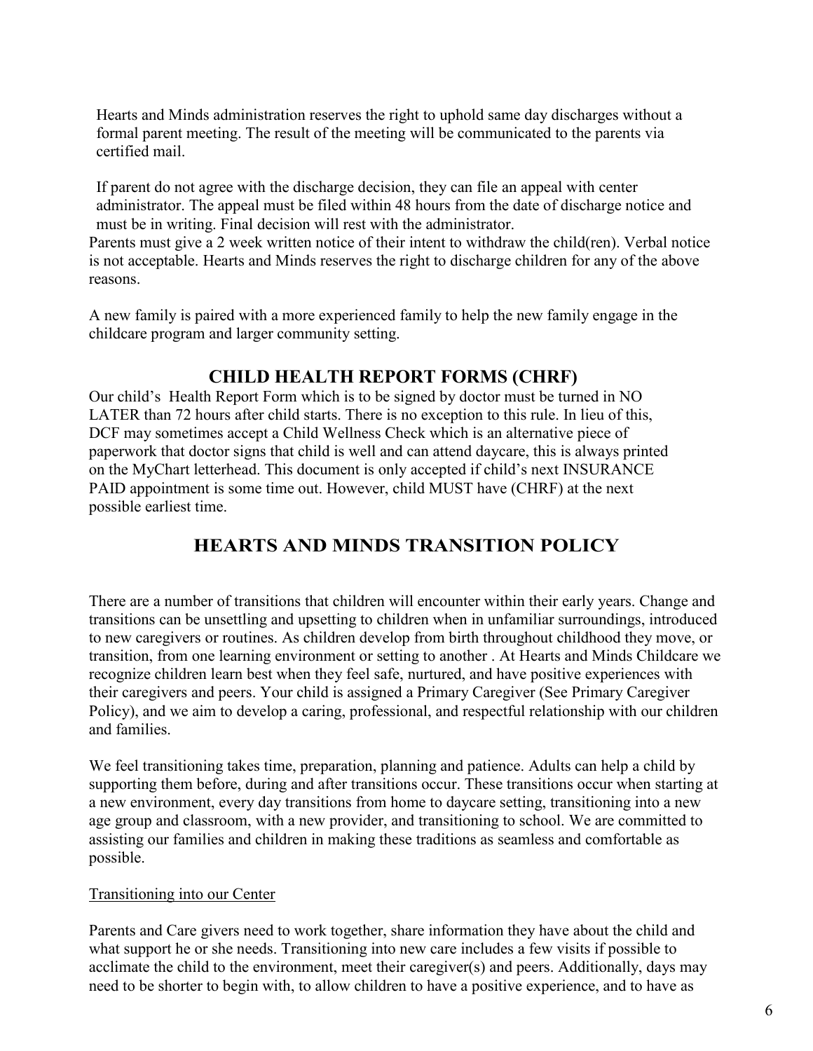Hearts and Minds administration reserves the right to uphold same day discharges without a formal parent meeting. The result of the meeting will be communicated to the parents via certified mail.

If parent do not agree with the discharge decision, they can file an appeal with center administrator. The appeal must be filed within 48 hours from the date of discharge notice and must be in writing. Final decision will rest with the administrator.

Parents must give a 2 week written notice of their intent to withdraw the child(ren). Verbal notice is not acceptable. Hearts and Minds reserves the right to discharge children for any of the above reasons.

A new family is paired with a more experienced family to help the new family engage in the childcare program and larger community setting.

## CHILD HEALTH REPORT FORMS (CHRF)

Our child's Health Report Form which is to be signed by doctor must be turned in NO LATER than 72 hours after child starts. There is no exception to this rule. In lieu of this, DCF may sometimes accept a Child Wellness Check which is an alternative piece of paperwork that doctor signs that child is well and can attend daycare, this is always printed on the MyChart letterhead. This document is only accepted if child's next INSURANCE PAID appointment is some time out. However, child MUST have (CHRF) at the next possible earliest time.

## HEARTS AND MINDS TRANSITION POLICY

There are a number of transitions that children will encounter within their early years. Change and transitions can be unsettling and upsetting to children when in unfamiliar surroundings, introduced to new caregivers or routines. As children develop from birth throughout childhood they move, or transition, from one learning environment or setting to another . At Hearts and Minds Childcare we recognize children learn best when they feel safe, nurtured, and have positive experiences with their caregivers and peers. Your child is assigned a Primary Caregiver (See Primary Caregiver Policy), and we aim to develop a caring, professional, and respectful relationship with our children and families.

We feel transitioning takes time, preparation, planning and patience. Adults can help a child by supporting them before, during and after transitions occur. These transitions occur when starting at a new environment, every day transitions from home to daycare setting, transitioning into a new age group and classroom, with a new provider, and transitioning to school. We are committed to assisting our families and children in making these traditions as seamless and comfortable as possible.

Transitioning into our Center

Parents and Care givers need to work together, share information they have about the child and what support he or she needs. Transitioning into new care includes a few visits if possible to acclimate the child to the environment, meet their caregiver(s) and peers. Additionally, days may need to be shorter to begin with, to allow children to have a positive experience, and to have as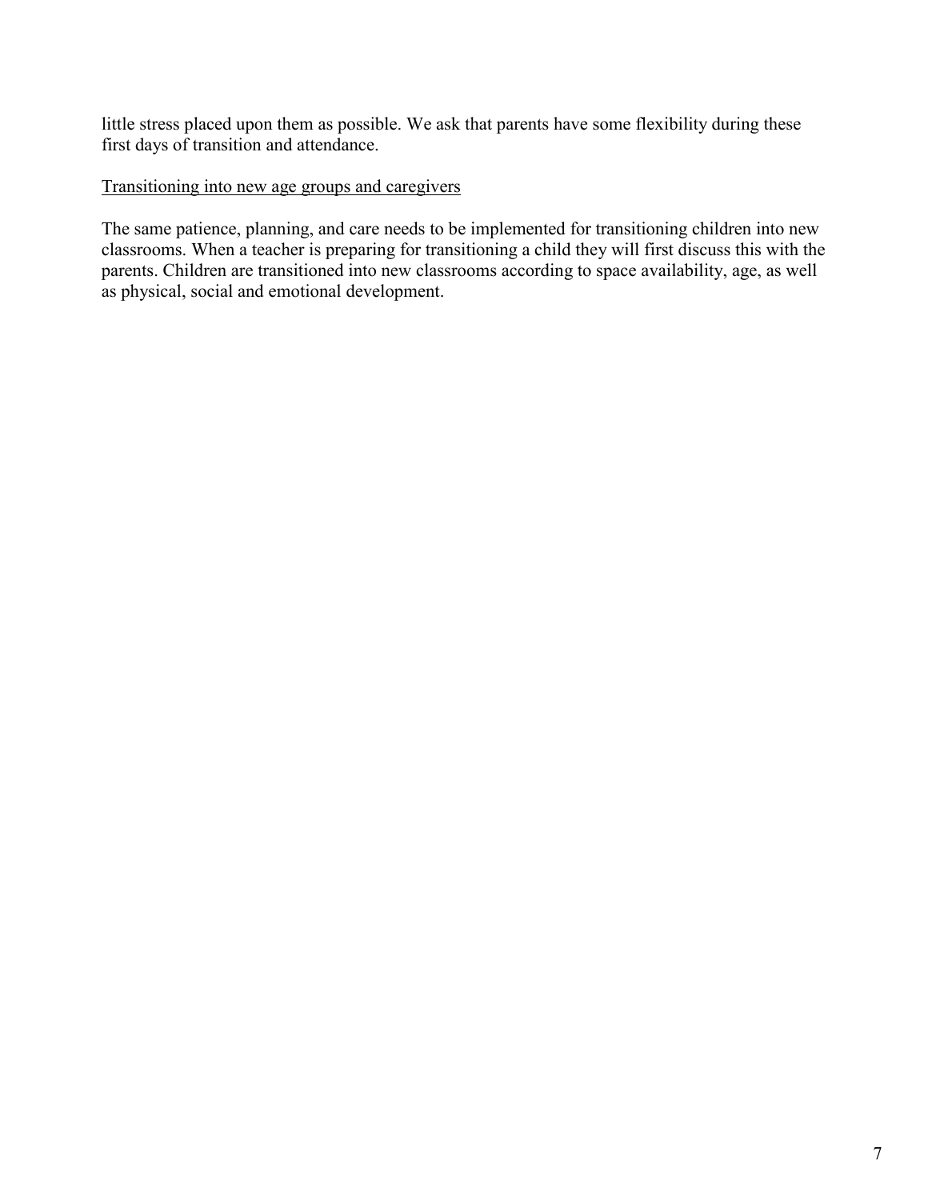little stress placed upon them as possible. We ask that parents have some flexibility during these first days of transition and attendance.

### Transitioning into new age groups and caregivers

The same patience, planning, and care needs to be implemented for transitioning children into new classrooms. When a teacher is preparing for transitioning a child they will first discuss this with the parents. Children are transitioned into new classrooms according to space availability, age, as well as physical, social and emotional development.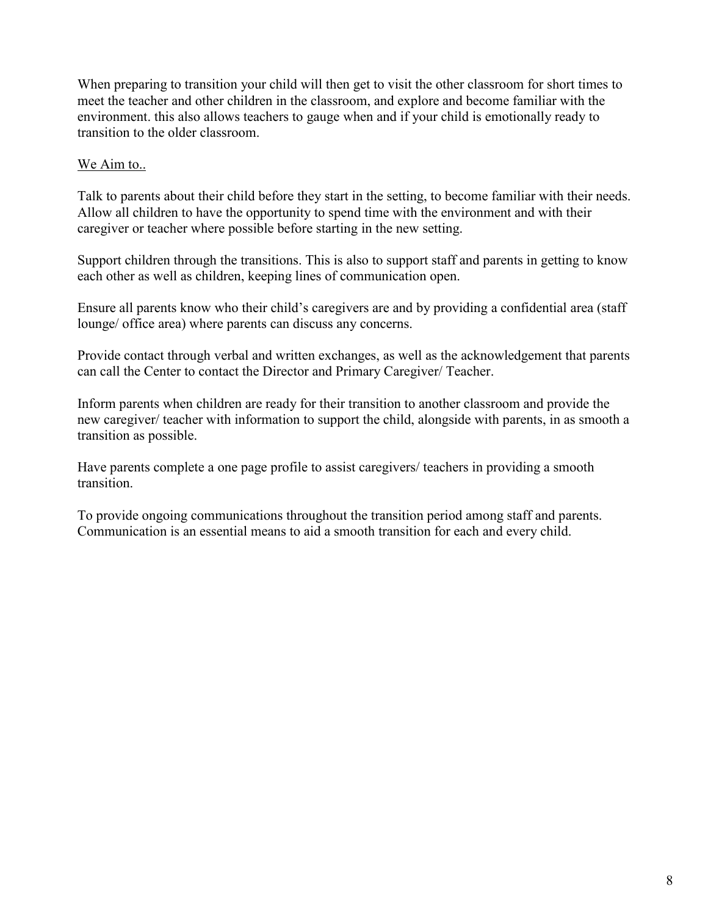When preparing to transition your child will then get to visit the other classroom for short times to meet the teacher and other children in the classroom, and explore and become familiar with the environment. this also allows teachers to gauge when and if your child is emotionally ready to transition to the older classroom.

<u>We Aim to..</u>

Talk to parents about their child before they start in the setting, to become familiar with their needs. Allow all children to have the opportunity to spend time with the environment and with their caregiver or teacher where possible before starting in the new setting.

Support children through the transitions. This is also to support staff and parents in getting to know each other as well as children, keeping lines of communication open.

Ensure all parents know who their child's caregivers are and by providing a confidential area (staff lounge/ office area) where parents can discuss any concerns.

Provide contact through verbal and written exchanges, as well as the acknowledgement that parents can call the Center to contact the Director and Primary Caregiver/ Teacher.

Inform parents when children are ready for their transition to another classroom and provide the new caregiver/ teacher with information to support the child, alongside with parents, in as smooth a transition as possible.

Have parents complete a one page profile to assist caregivers/ teachers in providing a smooth transition.

To provide ongoing communications throughout the transition period among staff and parents. Communication is an essential means to aid a smooth transition for each and every child.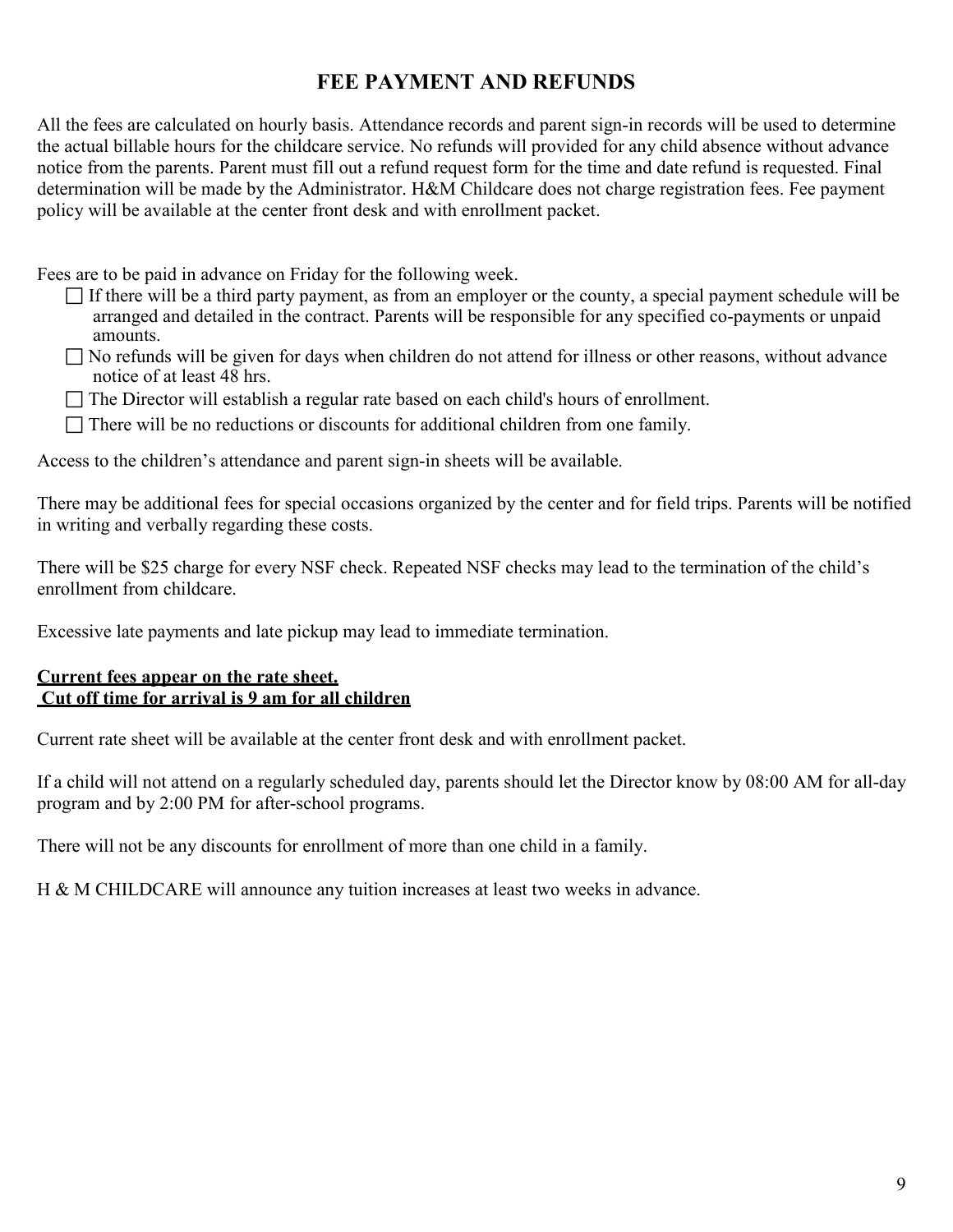# FEE PAYMENT AND REFUNDS

All the fees are calculated on hourly basis. Attendance records and parent sign-in records will be used to determine the actual billable hours for the childcare service. No refunds will provided for any child absence without advance notice from the parents. Parent must fill out a refund request form for the time and date refund is requested. Final determination will be made by the Administrator. H&M Childcare does not charge registration fees. Fee payment policy will be available at the center front desk and with enrollment packet.

Fees are to be paid in advance on Friday for the following week.

- If there will be a third party payment, as from an employer or the county, a special payment schedule will be arranged and detailed in the contract. Parents will be responsible for any specified co-payments or unpaid amounts.
- No refunds will be given for days when children do not attend for illness or other reasons, without advance notice of at least 48 hrs.
- The Director will establish a regular rate based on each child's hours of enrollment.
- There will be no reductions or discounts for additional children from one family.

Access to the children's attendance and parent sign-in sheets will be available.

There may be additional fees for special occasions organized by the center and for field trips. Parents will be notified in writing and verbally regarding these costs.

There will be $25 charge for every NSF check. Repeated NSF checks may lead to the termination of the child's enrollment from childcare.

Excessive late payments and late pickup may lead to immediate termination.

**<u>Current fees appear on the rate sheet.</u>**
**<u>Cut off time for arrival is 9 am for all children</u>**

Current rate sheet will be available at the center front desk and with enrollment packet.

If a child will not attend on a regularly scheduled day, parents should let the Director know by 08:00 AM for all-day program and by 2:00 PM for after-school programs.

There will not be any discounts for enrollment of more than one child in a family.

H & M CHILDCARE will announce any tuition increases at least two weeks in advance.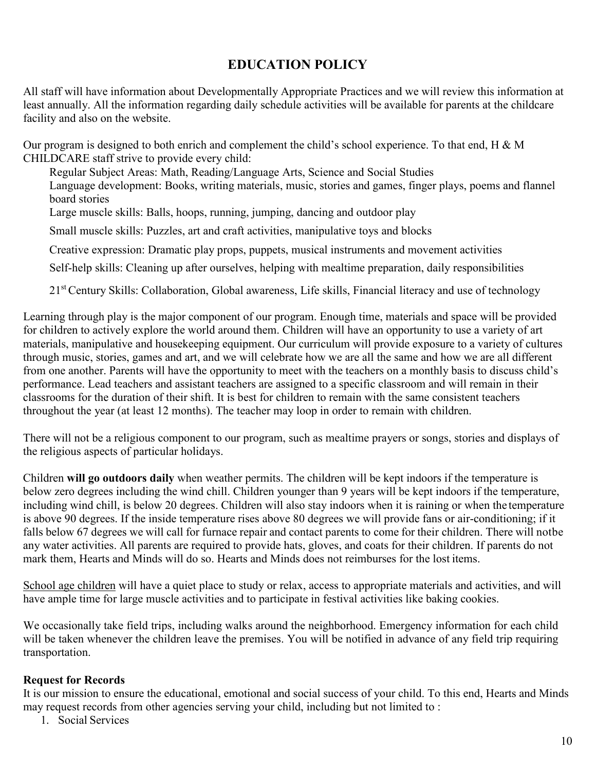## EDUCATION POLICY

All staff will have information about Developmentally Appropriate Practices and we will review this information at least annually. All the information regarding daily schedule activities will be available for parents at the childcare facility and also on the website.

Our program is designed to both enrich and complement the child's school experience. To that end, H & M CHILDCARE staff strive to provide every child:

Regular Subject Areas: Math, Reading/Language Arts, Science and Social Studies

Language development: Books, writing materials, music, stories and games, finger plays, poems and flannel board stories

Large muscle skills: Balls, hoops, running, jumping, dancing and outdoor play

Small muscle skills: Puzzles, art and craft activities, manipulative toys and blocks

Creative expression: Dramatic play props, puppets, musical instruments and movement activities

Self-help skills: Cleaning up after ourselves, helping with mealtime preparation, daily responsibilities

21st Century Skills: Collaboration, Global awareness, Life skills, Financial literacy and use of technology

Learning through play is the major component of our program. Enough time, materials and space will be provided for children to actively explore the world around them. Children will have an opportunity to use a variety of art materials, manipulative and housekeeping equipment. Our curriculum will provide exposure to a variety of cultures through music, stories, games and art, and we will celebrate how we are all the same and how we are all different from one another. Parents will have the opportunity to meet with the teachers on a monthly basis to discuss child's performance. Lead teachers and assistant teachers are assigned to a specific classroom and will remain in their classrooms for the duration of their shift. It is best for children to remain with the same consistent teachers throughout the year (at least 12 months). The teacher may loop in order to remain with children.

There will not be a religious component to our program, such as mealtime prayers or songs, stories and displays of the religious aspects of particular holidays.

Children **will go outdoors daily** when weather permits. The children will be kept indoors if the temperature is below zero degrees including the wind chill. Children younger than 9 years will be kept indoors if the temperature, including wind chill, is below 20 degrees. Children will also stay indoors when it is raining or when the temperature is above 90 degrees. If the inside temperature rises above 80 degrees we will provide fans or air-conditioning; if it falls below 67 degrees we will call for furnace repair and contact parents to come for their children. There will notbe any water activities. All parents are required to provide hats, gloves, and coats for their children. If parents do not mark them, Hearts and Minds will do so. Hearts and Minds does not reimburses for the lost items.

School age children will have a quiet place to study or relax, access to appropriate materials and activities, and will have ample time for large muscle activities and to participate in festival activities like baking cookies.

We occasionally take field trips, including walks around the neighborhood. Emergency information for each child will be taken whenever the children leave the premises. You will be notified in advance of any field trip requiring transportation.

**Request for Records**

It is our mission to ensure the educational, emotional and social success of your child. To this end, Hearts and Minds may request records from other agencies serving your child, including but not limited to :

1. Social Services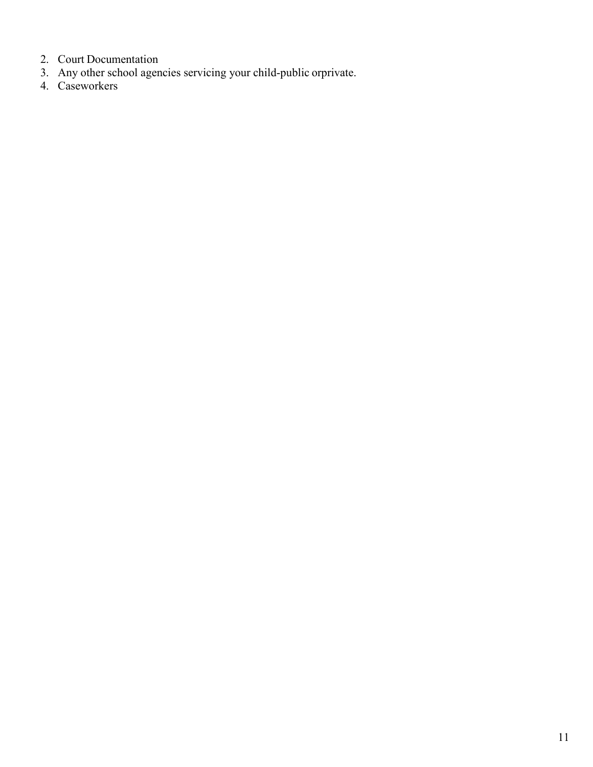2. Court Documentation
3. Any other school agencies servicing your child-public orprivate.
4. Caseworkers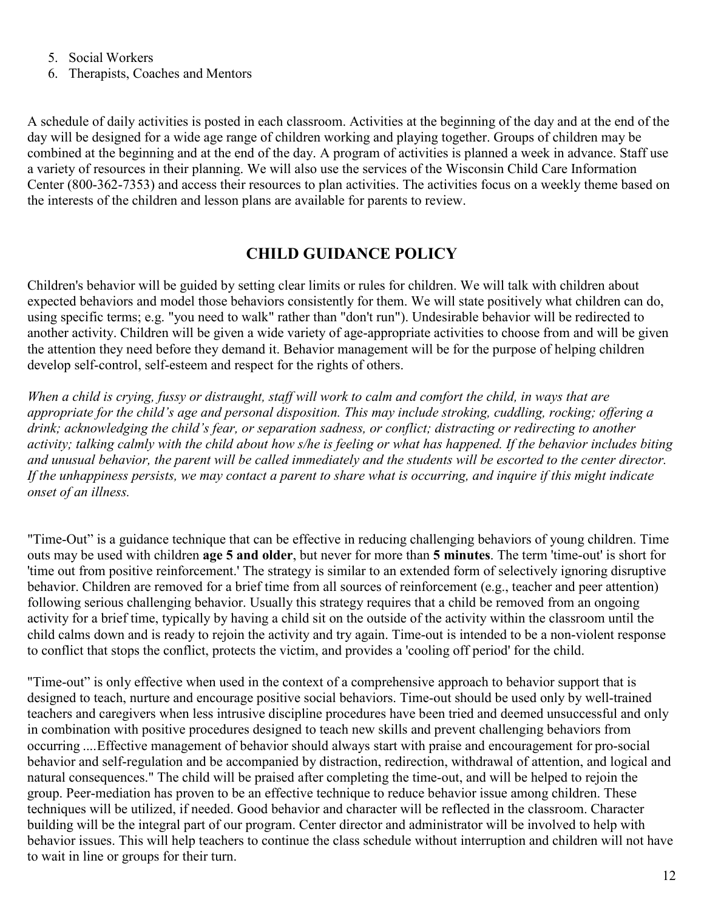5. Social Workers
6. Therapists, Coaches and Mentors

A schedule of daily activities is posted in each classroom. Activities at the beginning of the day and at the end of the day will be designed for a wide age range of children working and playing together. Groups of children may be combined at the beginning and at the end of the day. A program of activities is planned a week in advance. Staff use a variety of resources in their planning. We will also use the services of the Wisconsin Child Care Information Center (800-362-7353) and access their resources to plan activities. The activities focus on a weekly theme based on the interests of the children and lesson plans are available for parents to review.

## CHILD GUIDANCE POLICY

Children's behavior will be guided by setting clear limits or rules for children. We will talk with children about expected behaviors and model those behaviors consistently for them. We will state positively what children can do, using specific terms; e.g. "you need to walk" rather than "don't run"). Undesirable behavior will be redirected to another activity. Children will be given a wide variety of age-appropriate activities to choose from and will be given the attention they need before they demand it. Behavior management will be for the purpose of helping children develop self-control, self-esteem and respect for the rights of others.

*When a child is crying, fussy or distraught, staff will work to calm and comfort the child, in ways that are appropriate for the child's age and personal disposition. This may include stroking, cuddling, rocking; offering a drink; acknowledging the child's fear, or separation sadness, or conflict; distracting or redirecting to another activity; talking calmly with the child about how s/he is feeling or what has happened. If the behavior includes biting and unusual behavior, the parent will be called immediately and the students will be escorted to the center director. If the unhappiness persists, we may contact a parent to share what is occurring, and inquire if this might indicate onset of an illness.*

"Time-Out" is a guidance technique that can be effective in reducing challenging behaviors of young children. Time outs may be used with children **age 5 and older**, but never for more than **5 minutes**. The term 'time-out' is short for 'time out from positive reinforcement.' The strategy is similar to an extended form of selectively ignoring disruptive behavior. Children are removed for a brief time from all sources of reinforcement (e.g., teacher and peer attention) following serious challenging behavior. Usually this strategy requires that a child be removed from an ongoing activity for a brief time, typically by having a child sit on the outside of the activity within the classroom until the child calms down and is ready to rejoin the activity and try again. Time-out is intended to be a non-violent response to conflict that stops the conflict, protects the victim, and provides a 'cooling off period' for the child.

"Time-out" is only effective when used in the context of a comprehensive approach to behavior support that is designed to teach, nurture and encourage positive social behaviors. Time-out should be used only by well-trained teachers and caregivers when less intrusive discipline procedures have been tried and deemed unsuccessful and only in combination with positive procedures designed to teach new skills and prevent challenging behaviors from occurring ....Effective management of behavior should always start with praise and encouragement for pro-social behavior and self-regulation and be accompanied by distraction, redirection, withdrawal of attention, and logical and natural consequences." The child will be praised after completing the time-out, and will be helped to rejoin the group. Peer-mediation has proven to be an effective technique to reduce behavior issue among children. These techniques will be utilized, if needed. Good behavior and character will be reflected in the classroom. Character building will be the integral part of our program. Center director and administrator will be involved to help with behavior issues. This will help teachers to continue the class schedule without interruption and children will not have to wait in line or groups for their turn.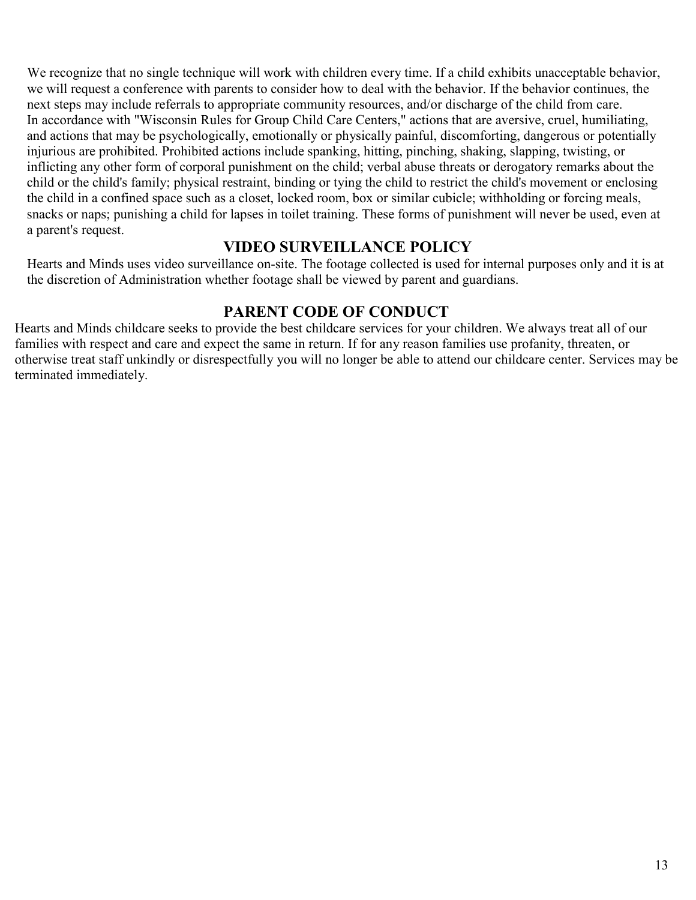We recognize that no single technique will work with children every time. If a child exhibits unacceptable behavior, we will request a conference with parents to consider how to deal with the behavior. If the behavior continues, the next steps may include referrals to appropriate community resources, and/or discharge of the child from care.

In accordance with "Wisconsin Rules for Group Child Care Centers," actions that are aversive, cruel, humiliating, and actions that may be psychologically, emotionally or physically painful, discomforting, dangerous or potentially injurious are prohibited. Prohibited actions include spanking, hitting, pinching, shaking, slapping, twisting, or inflicting any other form of corporal punishment on the child; verbal abuse threats or derogatory remarks about the child or the child's family; physical restraint, binding or tying the child to restrict the child's movement or enclosing the child in a confined space such as a closet, locked room, box or similar cubicle; withholding or forcing meals, snacks or naps; punishing a child for lapses in toilet training. These forms of punishment will never be used, even at a parent's request.

## VIDEO SURVEILLANCE POLICY

Hearts and Minds uses video surveillance on-site. The footage collected is used for internal purposes only and it is at the discretion of Administration whether footage shall be viewed by parent and guardians.

## PARENT CODE OF CONDUCT

Hearts and Minds childcare seeks to provide the best childcare services for your children. We always treat all of our families with respect and care and expect the same in return. If for any reason families use profanity, threaten, or otherwise treat staff unkindly or disrespectfully you will no longer be able to attend our childcare center. Services may be terminated immediately.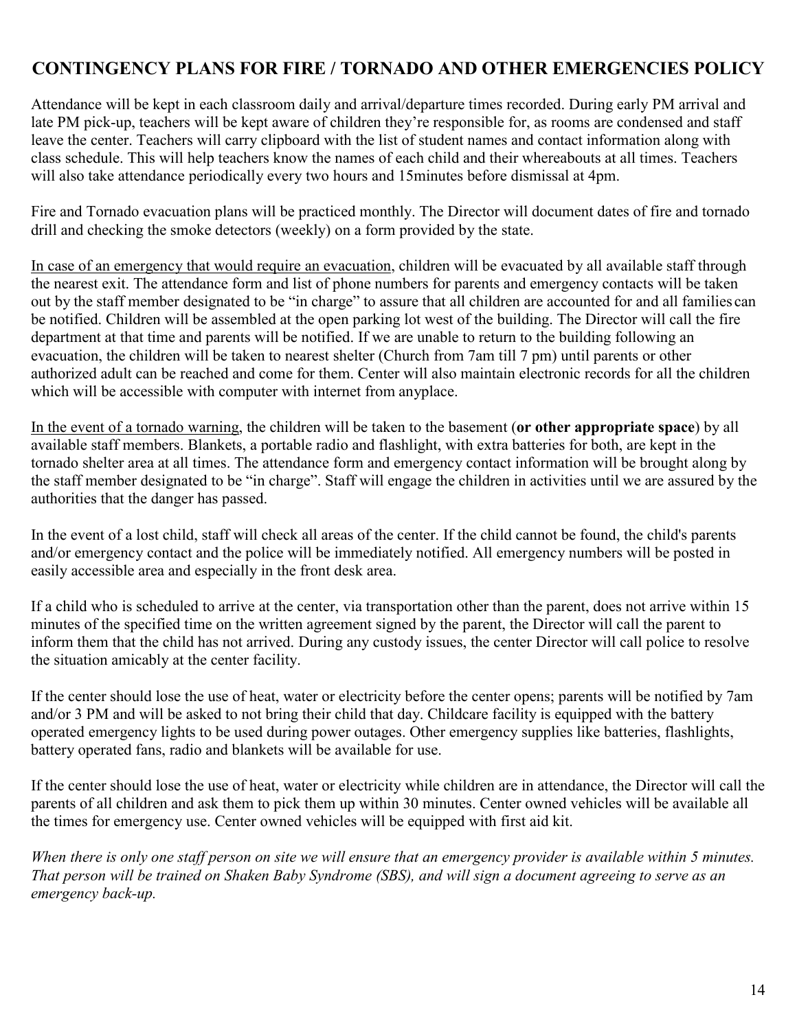## CONTINGENCY PLANS FOR FIRE / TORNADO AND OTHER EMERGENCIES POLICY

Attendance will be kept in each classroom daily and arrival/departure times recorded. During early PM arrival and late PM pick-up, teachers will be kept aware of children they're responsible for, as rooms are condensed and staff leave the center. Teachers will carry clipboard with the list of student names and contact information along with class schedule. This will help teachers know the names of each child and their whereabouts at all times. Teachers will also take attendance periodically every two hours and 15minutes before dismissal at 4pm.

Fire and Tornado evacuation plans will be practiced monthly. The Director will document dates of fire and tornado drill and checking the smoke detectors (weekly) on a form provided by the state.

<u>In case of an emergency that would require an evacuation</u>, children will be evacuated by all available staff through the nearest exit. The attendance form and list of phone numbers for parents and emergency contacts will be taken out by the staff member designated to be "in charge" to assure that all children are accounted for and all families can be notified. Children will be assembled at the open parking lot west of the building. The Director will call the fire department at that time and parents will be notified. If we are unable to return to the building following an evacuation, the children will be taken to nearest shelter (Church from 7am till 7 pm) until parents or other authorized adult can be reached and come for them. Center will also maintain electronic records for all the children which will be accessible with computer with internet from anyplace.

<u>In the event of a tornado warning</u>, the children will be taken to the basement (**or other appropriate space**) by all available staff members. Blankets, a portable radio and flashlight, with extra batteries for both, are kept in the tornado shelter area at all times. The attendance form and emergency contact information will be brought along by the staff member designated to be "in charge". Staff will engage the children in activities until we are assured by the authorities that the danger has passed.

In the event of a lost child, staff will check all areas of the center. If the child cannot be found, the child's parents and/or emergency contact and the police will be immediately notified. All emergency numbers will be posted in easily accessible area and especially in the front desk area.

If a child who is scheduled to arrive at the center, via transportation other than the parent, does not arrive within 15 minutes of the specified time on the written agreement signed by the parent, the Director will call the parent to inform them that the child has not arrived. During any custody issues, the center Director will call police to resolve the situation amicably at the center facility.

If the center should lose the use of heat, water or electricity before the center opens; parents will be notified by 7am and/or 3 PM and will be asked to not bring their child that day. Childcare facility is equipped with the battery operated emergency lights to be used during power outages. Other emergency supplies like batteries, flashlights, battery operated fans, radio and blankets will be available for use.

If the center should lose the use of heat, water or electricity while children are in attendance, the Director will call the parents of all children and ask them to pick them up within 30 minutes. Center owned vehicles will be available all the times for emergency use. Center owned vehicles will be equipped with first aid kit.

*When there is only one staff person on site we will ensure that an emergency provider is available within 5 minutes. That person will be trained on Shaken Baby Syndrome (SBS), and will sign a document agreeing to serve as an emergency back-up.*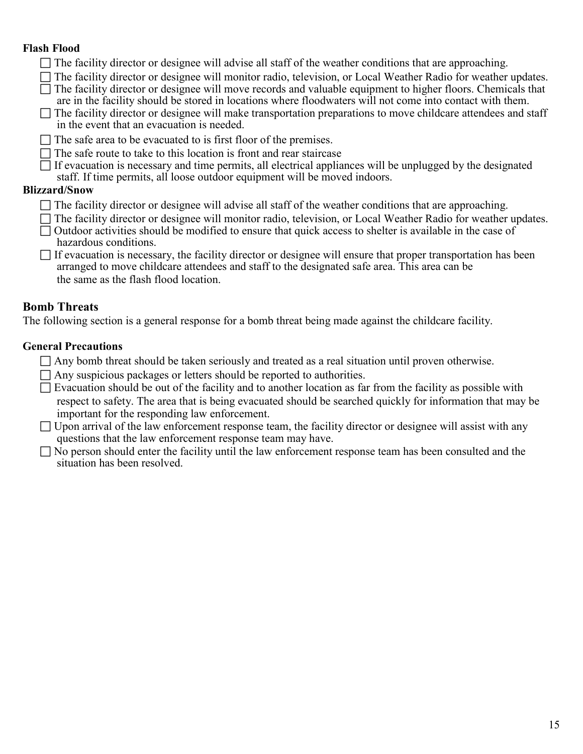**Flash Flood**

- ☐ The facility director or designee will advise all staff of the weather conditions that are approaching.
- ☐ The facility director or designee will monitor radio, television, or Local Weather Radio for weather updates.
- ☐ The facility director or designee will move records and valuable equipment to higher floors. Chemicals that are in the facility should be stored in locations where floodwaters will not come into contact with them.
- ☐ The facility director or designee will make transportation preparations to move childcare attendees and staff in the event that an evacuation is needed.
- ☐ The safe area to be evacuated to is first floor of the premises.
- ☐ The safe route to take to this location is front and rear staircase
- ☐ If evacuation is necessary and time permits, all electrical appliances will be unplugged by the designated staff. If time permits, all loose outdoor equipment will be moved indoors.

**Blizzard/Snow**

- ☐ The facility director or designee will advise all staff of the weather conditions that are approaching.
- ☐ The facility director or designee will monitor radio, television, or Local Weather Radio for weather updates.
- ☐ Outdoor activities should be modified to ensure that quick access to shelter is available in the case of hazardous conditions.
- ☐ If evacuation is necessary, the facility director or designee will ensure that proper transportation has been arranged to move childcare attendees and staff to the designated safe area. This area can be the same as the flash flood location.

## Bomb Threats

The following section is a general response for a bomb threat being made against the childcare facility.

**General Precautions**

- ☐ Any bomb threat should be taken seriously and treated as a real situation until proven otherwise.
- ☐ Any suspicious packages or letters should be reported to authorities.
- ☐ Evacuation should be out of the facility and to another location as far from the facility as possible with respect to safety. The area that is being evacuated should be searched quickly for information that may be important for the responding law enforcement.
- ☐ Upon arrival of the law enforcement response team, the facility director or designee will assist with any questions that the law enforcement response team may have.
- ☐ No person should enter the facility until the law enforcement response team has been consulted and the situation has been resolved.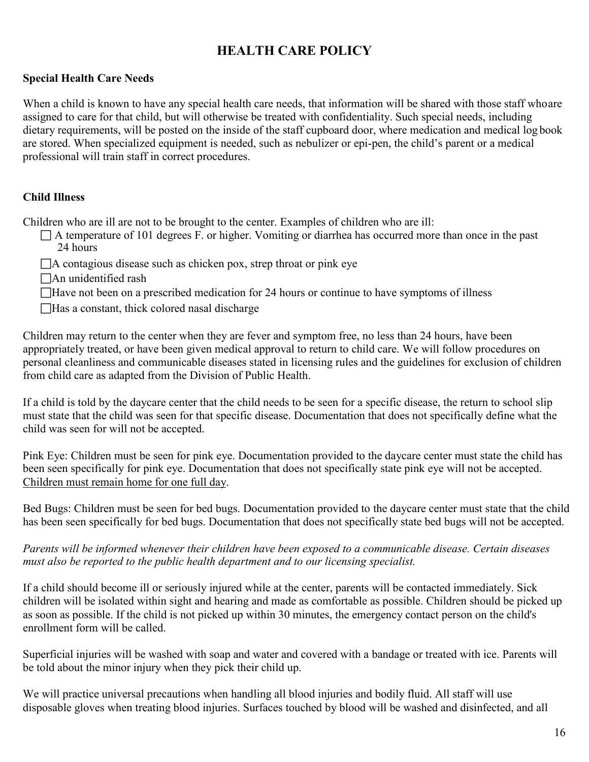# HEALTH CARE POLICY

**Special Health Care Needs**

When a child is known to have any special health care needs, that information will be shared with those staff whoare assigned to care for that child, but will otherwise be treated with confidentiality. Such special needs, including dietary requirements, will be posted on the inside of the staff cupboard door, where medication and medical log book are stored. When specialized equipment is needed, such as nebulizer or epi-pen, the child's parent or a medical professional will train staff in correct procedures.

**Child Illness**

Children who are ill are not to be brought to the center. Examples of children who are ill:

- ☐ A temperature of 101 degrees F. or higher. Vomiting or diarrhea has occurred more than once in the past 24 hours
- ☐ A contagious disease such as chicken pox, strep throat or pink eye
- ☐ An unidentified rash
- ☐ Have not been on a prescribed medication for 24 hours or continue to have symptoms of illness
- ☐ Has a constant, thick colored nasal discharge

Children may return to the center when they are fever and symptom free, no less than 24 hours, have been appropriately treated, or have been given medical approval to return to child care. We will follow procedures on personal cleanliness and communicable diseases stated in licensing rules and the guidelines for exclusion of children from child care as adapted from the Division of Public Health.

If a child is told by the daycare center that the child needs to be seen for a specific disease, the return to school slip must state that the child was seen for that specific disease. Documentation that does not specifically define what the child was seen for will not be accepted.

Pink Eye: Children must be seen for pink eye. Documentation provided to the daycare center must state the child has been seen specifically for pink eye. Documentation that does not specifically state pink eye will not be accepted. <u>Children must remain home for one full day</u>.

Bed Bugs: Children must be seen for bed bugs. Documentation provided to the daycare center must state that the child has been seen specifically for bed bugs. Documentation that does not specifically state bed bugs will not be accepted.

*Parents will be informed whenever their children have been exposed to a communicable disease. Certain diseases must also be reported to the public health department and to our licensing specialist.*

If a child should become ill or seriously injured while at the center, parents will be contacted immediately. Sick children will be isolated within sight and hearing and made as comfortable as possible. Children should be picked up as soon as possible. If the child is not picked up within 30 minutes, the emergency contact person on the child's enrollment form will be called.

Superficial injuries will be washed with soap and water and covered with a bandage or treated with ice. Parents will be told about the minor injury when they pick their child up.

We will practice universal precautions when handling all blood injuries and bodily fluid. All staff will use disposable gloves when treating blood injuries. Surfaces touched by blood will be washed and disinfected, and all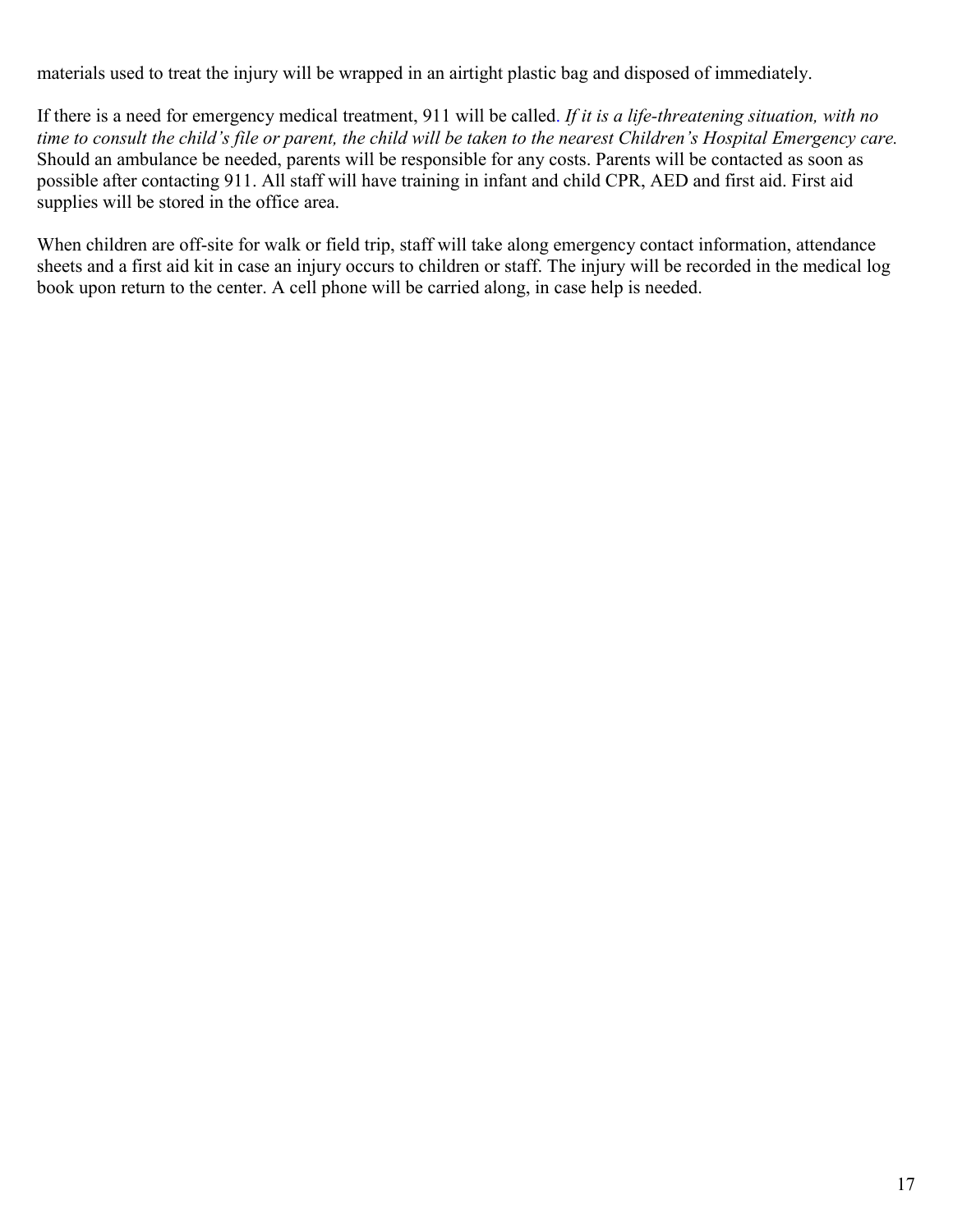materials used to treat the injury will be wrapped in an airtight plastic bag and disposed of immediately.

If there is a need for emergency medical treatment, 911 will be called. *If it is a life-threatening situation, with no time to consult the child's file or parent, the child will be taken to the nearest Children's Hospital Emergency care.* Should an ambulance be needed, parents will be responsible for any costs. Parents will be contacted as soon as possible after contacting 911. All staff will have training in infant and child CPR, AED and first aid. First aid supplies will be stored in the office area.

When children are off-site for walk or field trip, staff will take along emergency contact information, attendance sheets and a first aid kit in case an injury occurs to children or staff. The injury will be recorded in the medical log book upon return to the center. A cell phone will be carried along, in case help is needed.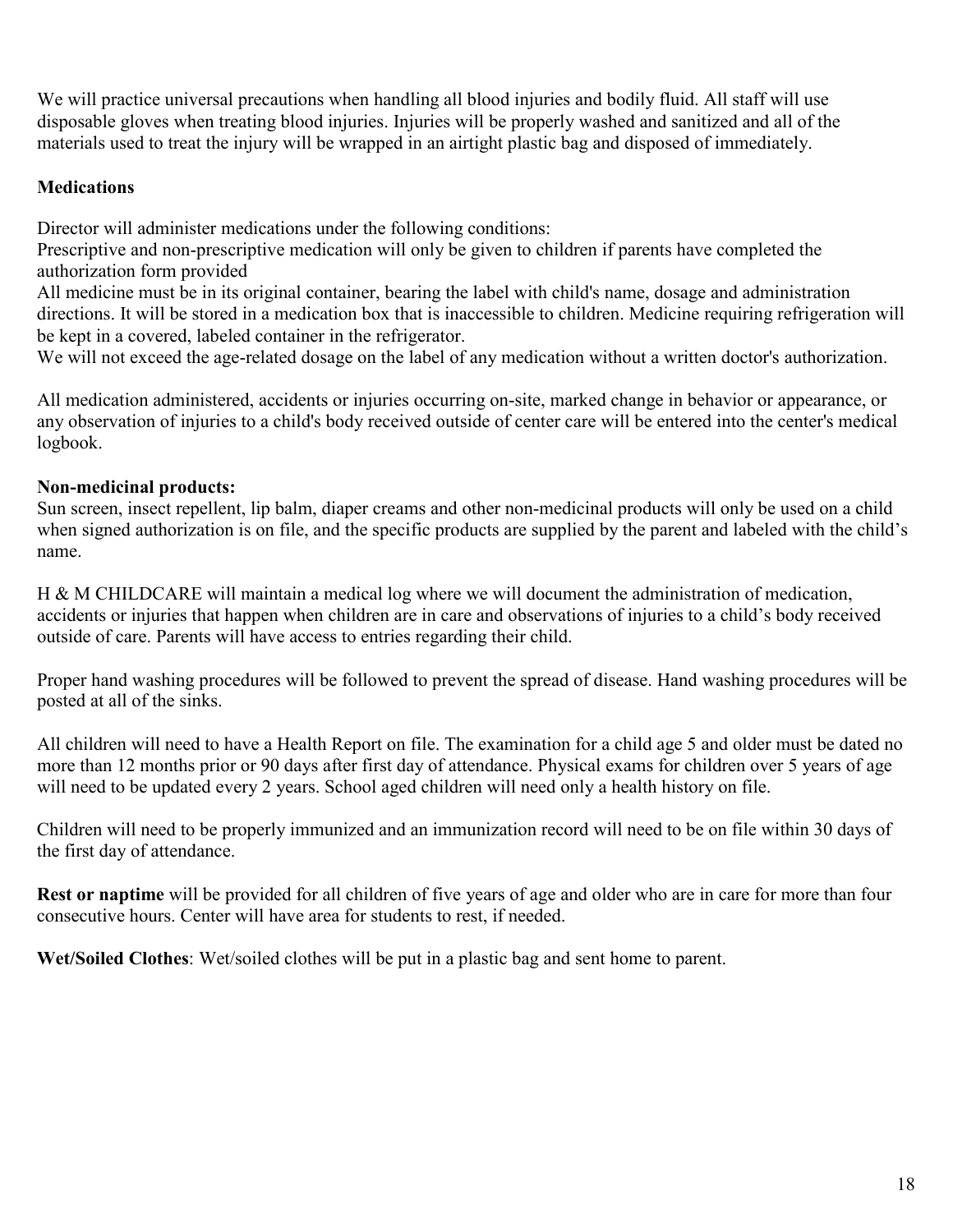We will practice universal precautions when handling all blood injuries and bodily fluid. All staff will use disposable gloves when treating blood injuries. Injuries will be properly washed and sanitized and all of the materials used to treat the injury will be wrapped in an airtight plastic bag and disposed of immediately.

**Medications**

Director will administer medications under the following conditions:
Prescriptive and non-prescriptive medication will only be given to children if parents have completed the authorization form provided
All medicine must be in its original container, bearing the label with child's name, dosage and administration directions. It will be stored in a medication box that is inaccessible to children. Medicine requiring refrigeration will be kept in a covered, labeled container in the refrigerator.
We will not exceed the age-related dosage on the label of any medication without a written doctor's authorization.

All medication administered, accidents or injuries occurring on-site, marked change in behavior or appearance, or any observation of injuries to a child's body received outside of center care will be entered into the center's medical logbook.

**Non-medicinal products:**
Sun screen, insect repellent, lip balm, diaper creams and other non-medicinal products will only be used on a child when signed authorization is on file, and the specific products are supplied by the parent and labeled with the child's name.

H & M CHILDCARE will maintain a medical log where we will document the administration of medication, accidents or injuries that happen when children are in care and observations of injuries to a child's body received outside of care. Parents will have access to entries regarding their child.

Proper hand washing procedures will be followed to prevent the spread of disease. Hand washing procedures will be posted at all of the sinks.

All children will need to have a Health Report on file. The examination for a child age 5 and older must be dated no more than 12 months prior or 90 days after first day of attendance. Physical exams for children over 5 years of age will need to be updated every 2 years. School aged children will need only a health history on file.

Children will need to be properly immunized and an immunization record will need to be on file within 30 days of the first day of attendance.

**Rest or naptime** will be provided for all children of five years of age and older who are in care for more than four consecutive hours. Center will have area for students to rest, if needed.

**Wet/Soiled Clothes**: Wet/soiled clothes will be put in a plastic bag and sent home to parent.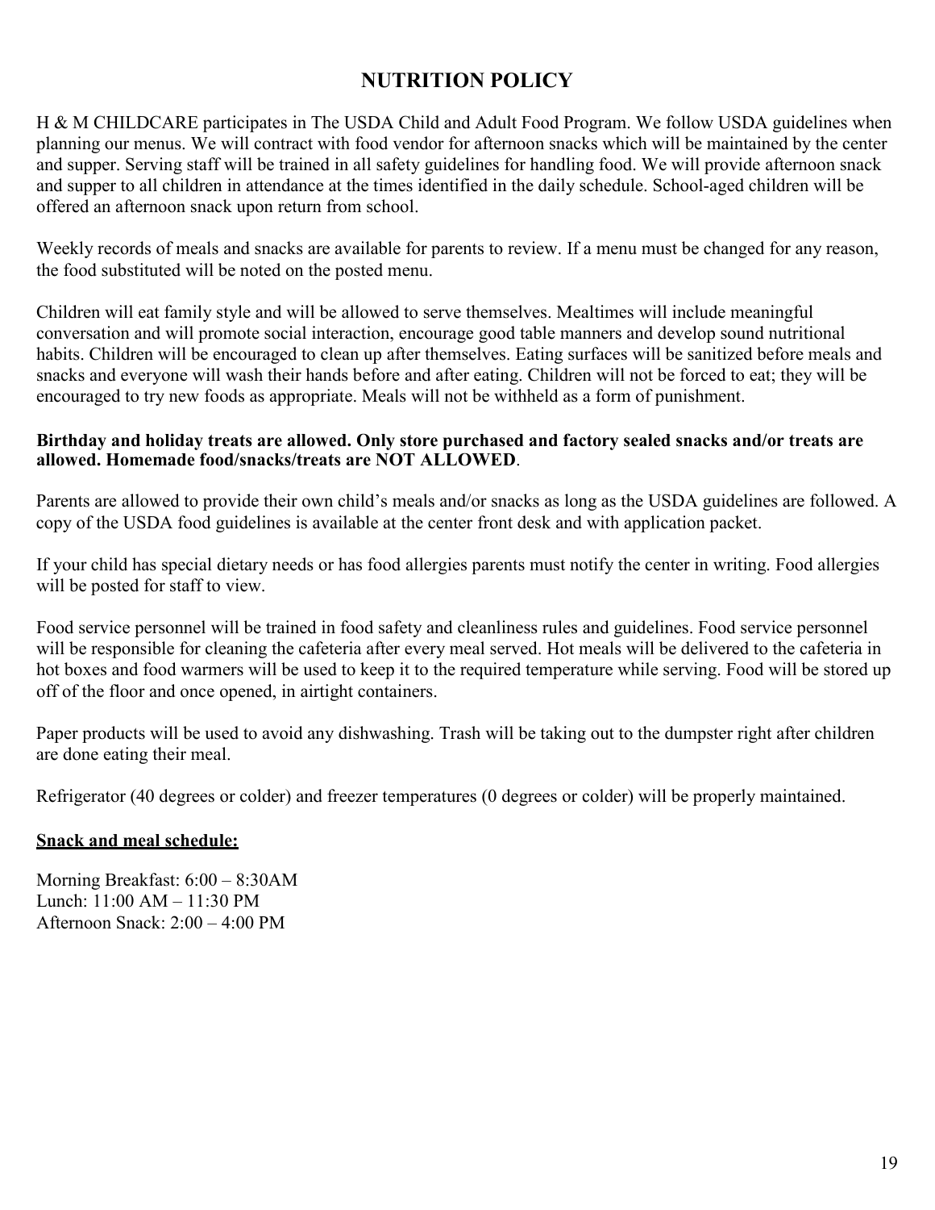# NUTRITION POLICY

H & M CHILDCARE participates in The USDA Child and Adult Food Program. We follow USDA guidelines when planning our menus. We will contract with food vendor for afternoon snacks which will be maintained by the center and supper. Serving staff will be trained in all safety guidelines for handling food. We will provide afternoon snack and supper to all children in attendance at the times identified in the daily schedule. School-aged children will be offered an afternoon snack upon return from school.

Weekly records of meals and snacks are available for parents to review. If a menu must be changed for any reason, the food substituted will be noted on the posted menu.

Children will eat family style and will be allowed to serve themselves. Mealtimes will include meaningful conversation and will promote social interaction, encourage good table manners and develop sound nutritional habits. Children will be encouraged to clean up after themselves. Eating surfaces will be sanitized before meals and snacks and everyone will wash their hands before and after eating. Children will not be forced to eat; they will be encouraged to try new foods as appropriate. Meals will not be withheld as a form of punishment.

**Birthday and holiday treats are allowed. Only store purchased and factory sealed snacks and/or treats are allowed. Homemade food/snacks/treats are NOT ALLOWED**.

Parents are allowed to provide their own child's meals and/or snacks as long as the USDA guidelines are followed. A copy of the USDA food guidelines is available at the center front desk and with application packet.

If your child has special dietary needs or has food allergies parents must notify the center in writing. Food allergies will be posted for staff to view.

Food service personnel will be trained in food safety and cleanliness rules and guidelines. Food service personnel will be responsible for cleaning the cafeteria after every meal served. Hot meals will be delivered to the cafeteria in hot boxes and food warmers will be used to keep it to the required temperature while serving. Food will be stored up off of the floor and once opened, in airtight containers.

Paper products will be used to avoid any dishwashing. Trash will be taking out to the dumpster right after children are done eating their meal.

Refrigerator (40 degrees or colder) and freezer temperatures (0 degrees or colder) will be properly maintained.

**Snack and meal schedule:**

Morning Breakfast: 6:00 – 8:30AM
Lunch: 11:00 AM – 11:30 PM
Afternoon Snack: 2:00 – 4:00 PM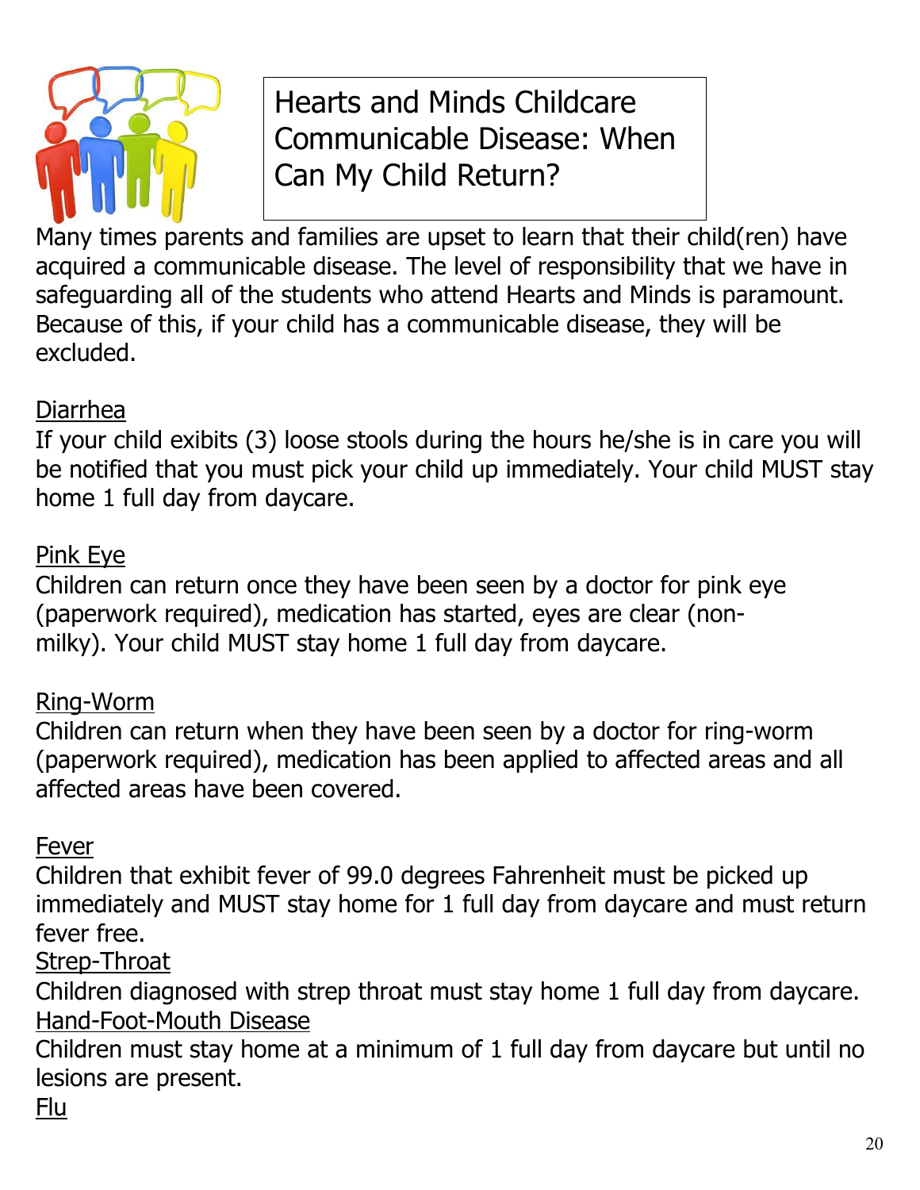# Hearts and Minds Childcare Communicable Disease: When Can My Child Return?

Many times parents and families are upset to learn that their child(ren) have acquired a communicable disease. The level of responsibility that we have in safeguarding all of the students who attend Hearts and Minds is paramount. Because of this, if your child has a communicable disease, they will be excluded.

<u>Diarrhea</u>

If your child exibits (3) loose stools during the hours he/she is in care you will be notified that you must pick your child up immediately. Your child MUST stay home 1 full day from daycare.

<u>Pink Eye</u>

Children can return once they have been seen by a doctor for pink eye (paperwork required), medication has started, eyes are clear (non-milky). Your child MUST stay home 1 full day from daycare.

<u>Ring-Worm</u>

Children can return when they have been seen by a doctor for ring-worm (paperwork required), medication has been applied to affected areas and all affected areas have been covered.

<u>Fever</u>

Children that exhibit fever of 99.0 degrees Fahrenheit must be picked up immediately and MUST stay home for 1 full day from daycare and must return fever free.

<u>Strep-Throat</u>

Children diagnosed with strep throat must stay home 1 full day from daycare.

<u>Hand-Foot-Mouth Disease</u>

Children must stay home at a minimum of 1 full day from daycare but until no lesions are present.

<u>Flu</u>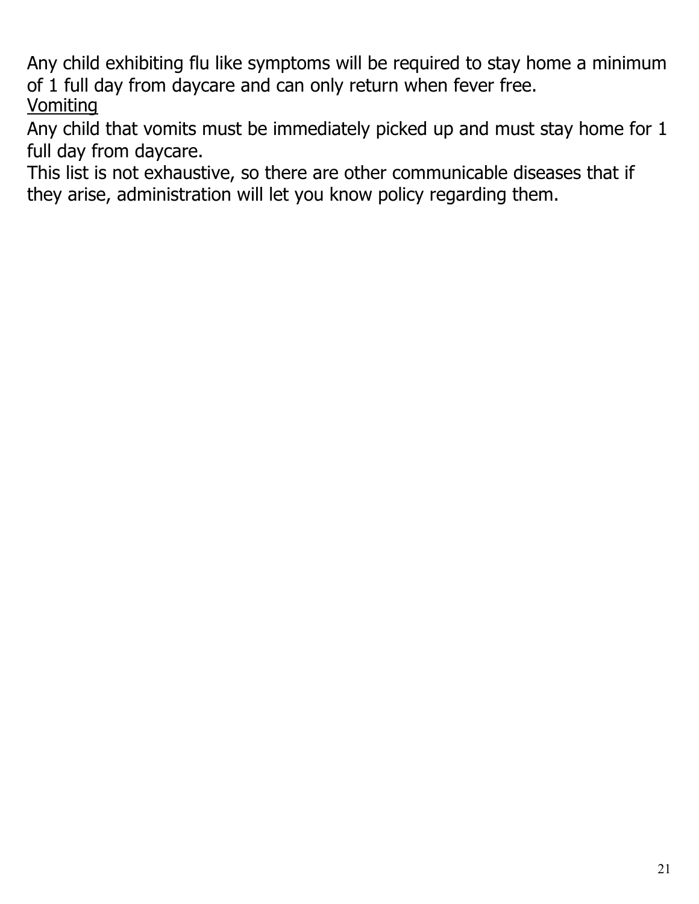Any child exhibiting flu like symptoms will be required to stay home a minimum of 1 full day from daycare and can only return when fever free.

<u>Vomiting</u>

Any child that vomits must be immediately picked up and must stay home for 1 full day from daycare.

This list is not exhaustive, so there are other communicable diseases that if they arise, administration will let you know policy regarding them.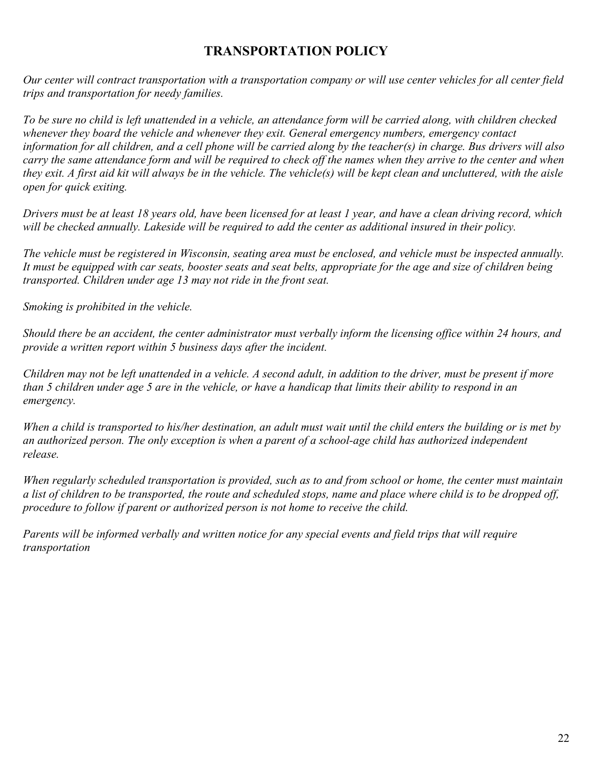## TRANSPORTATION POLICY

*Our center will contract transportation with a transportation company or will use center vehicles for all center field trips and transportation for needy families.*

*To be sure no child is left unattended in a vehicle, an attendance form will be carried along, with children checked whenever they board the vehicle and whenever they exit. General emergency numbers, emergency contact information for all children, and a cell phone will be carried along by the teacher(s) in charge. Bus drivers will also carry the same attendance form and will be required to check off the names when they arrive to the center and when they exit. A first aid kit will always be in the vehicle. The vehicle(s) will be kept clean and uncluttered, with the aisle open for quick exiting.*

*Drivers must be at least 18 years old, have been licensed for at least 1 year, and have a clean driving record, which will be checked annually. Lakeside will be required to add the center as additional insured in their policy.*

*The vehicle must be registered in Wisconsin, seating area must be enclosed, and vehicle must be inspected annually. It must be equipped with car seats, booster seats and seat belts, appropriate for the age and size of children being transported. Children under age 13 may not ride in the front seat.*

*Smoking is prohibited in the vehicle.*

*Should there be an accident, the center administrator must verbally inform the licensing office within 24 hours, and provide a written report within 5 business days after the incident.*

*Children may not be left unattended in a vehicle. A second adult, in addition to the driver, must be present if more than 5 children under age 5 are in the vehicle, or have a handicap that limits their ability to respond in an emergency.*

*When a child is transported to his/her destination, an adult must wait until the child enters the building or is met by an authorized person. The only exception is when a parent of a school-age child has authorized independent release.*

*When regularly scheduled transportation is provided, such as to and from school or home, the center must maintain a list of children to be transported, the route and scheduled stops, name and place where child is to be dropped off, procedure to follow if parent or authorized person is not home to receive the child.*

*Parents will be informed verbally and written notice for any special events and field trips that will require transportation*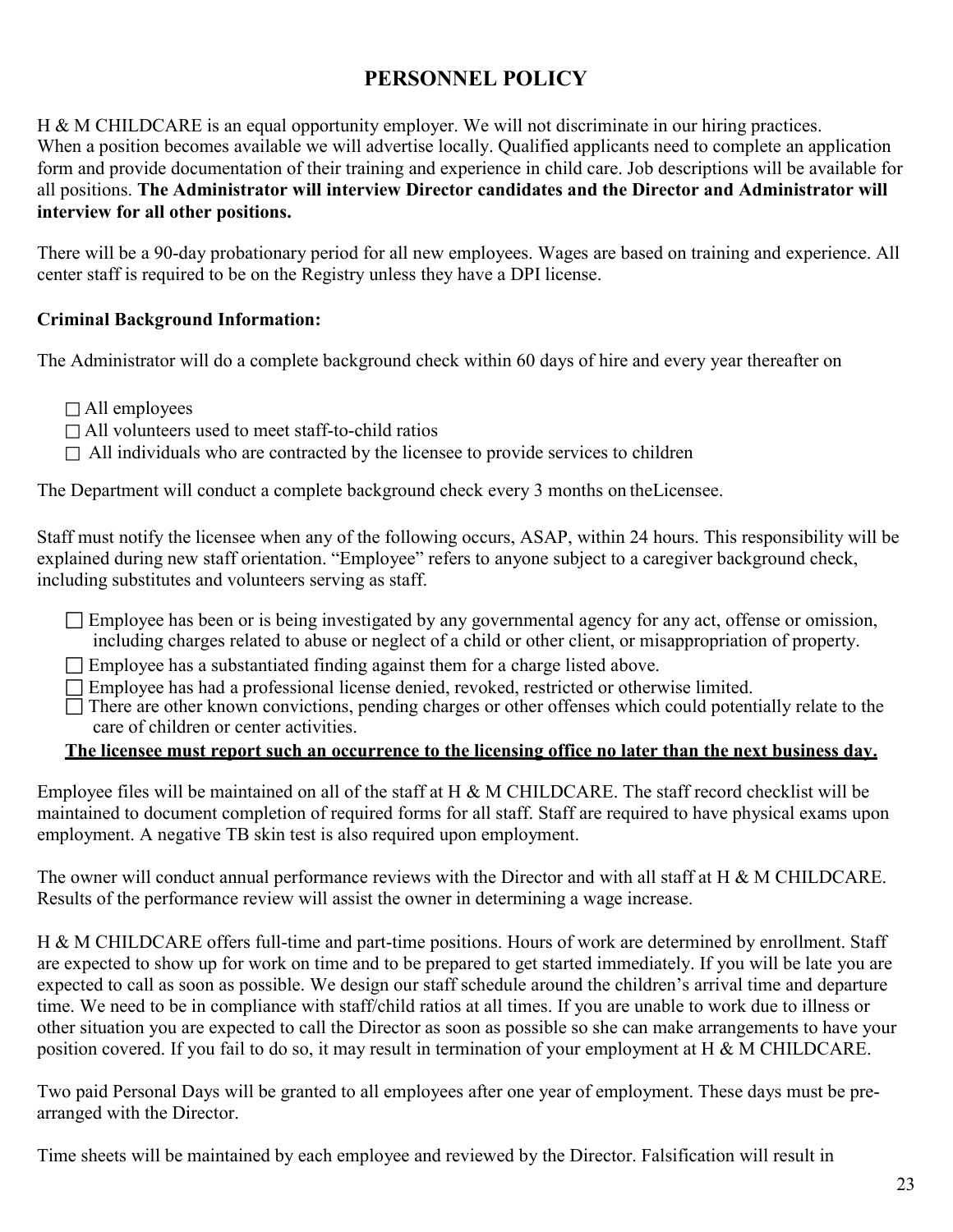# PERSONNEL POLICY

H & M CHILDCARE is an equal opportunity employer. We will not discriminate in our hiring practices. When a position becomes available we will advertise locally. Qualified applicants need to complete an application form and provide documentation of their training and experience in child care. Job descriptions will be available for all positions. **The Administrator will interview Director candidates and the Director and Administrator will interview for all other positions.**

There will be a 90-day probationary period for all new employees. Wages are based on training and experience. All center staff is required to be on the Registry unless they have a DPI license.

**Criminal Background Information:**

The Administrator will do a complete background check within 60 days of hire and every year thereafter on

- ☐ All employees
- ☐ All volunteers used to meet staff-to-child ratios
- ☐ All individuals who are contracted by the licensee to provide services to children

The Department will conduct a complete background check every 3 months on theLicensee.

Staff must notify the licensee when any of the following occurs, ASAP, within 24 hours. This responsibility will be explained during new staff orientation. "Employee" refers to anyone subject to a caregiver background check, including substitutes and volunteers serving as staff.

- ☐ Employee has been or is being investigated by any governmental agency for any act, offense or omission, including charges related to abuse or neglect of a child or other client, or misappropriation of property.
- ☐ Employee has a substantiated finding against them for a charge listed above.
- ☐ Employee has had a professional license denied, revoked, restricted or otherwise limited.
- ☐ There are other known convictions, pending charges or other offenses which could potentially relate to the care of children or center activities.

<u>**The licensee must report such an occurrence to the licensing office no later than the next business day.**</u>

Employee files will be maintained on all of the staff at H & M CHILDCARE. The staff record checklist will be maintained to document completion of required forms for all staff. Staff are required to have physical exams upon employment. A negative TB skin test is also required upon employment.

The owner will conduct annual performance reviews with the Director and with all staff at H & M CHILDCARE. Results of the performance review will assist the owner in determining a wage increase.

H & M CHILDCARE offers full-time and part-time positions. Hours of work are determined by enrollment. Staff are expected to show up for work on time and to be prepared to get started immediately. If you will be late you are expected to call as soon as possible. We design our staff schedule around the children's arrival time and departure time. We need to be in compliance with staff/child ratios at all times. If you are unable to work due to illness or other situation you are expected to call the Director as soon as possible so she can make arrangements to have your position covered. If you fail to do so, it may result in termination of your employment at H & M CHILDCARE.

Two paid Personal Days will be granted to all employees after one year of employment. These days must be pre-arranged with the Director.

Time sheets will be maintained by each employee and reviewed by the Director. Falsification will result in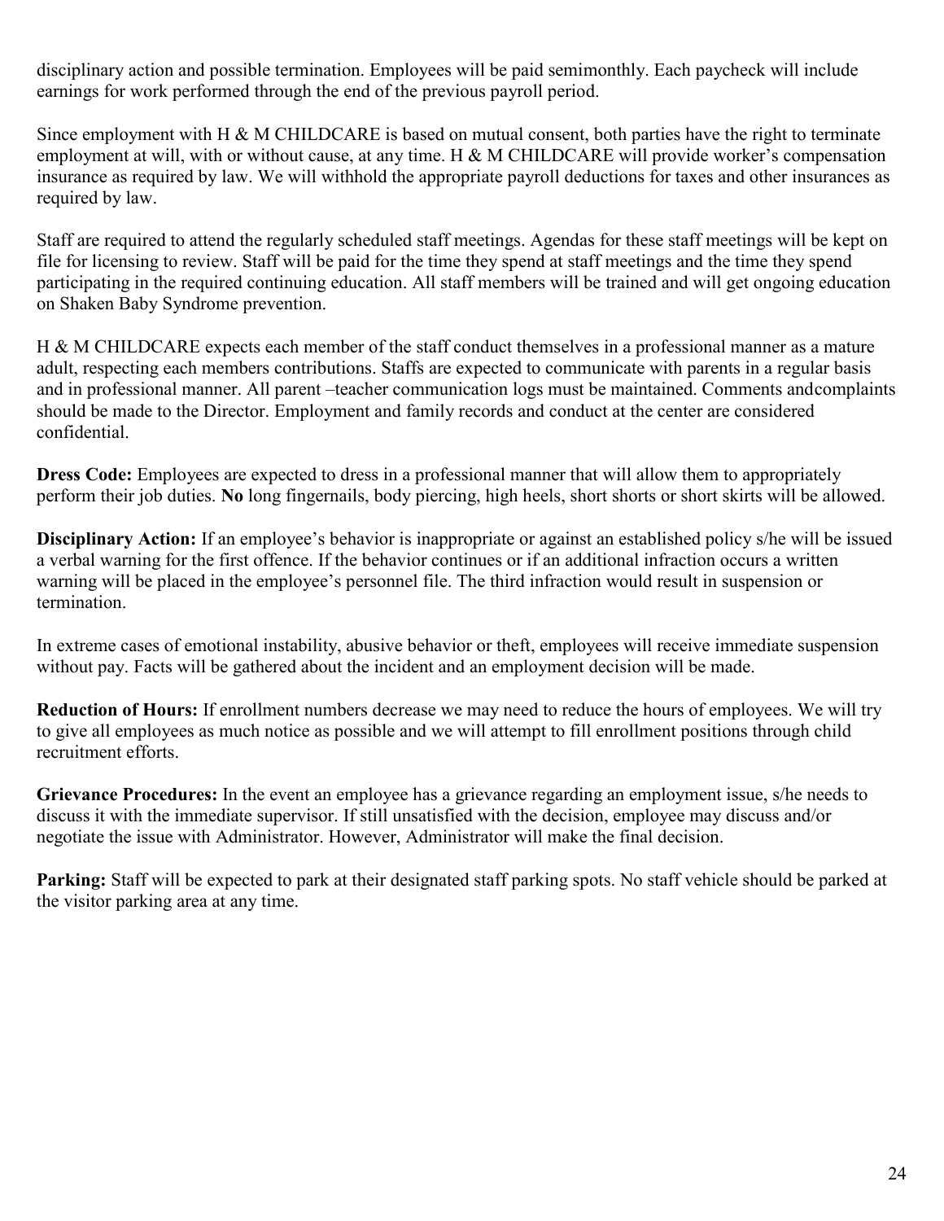disciplinary action and possible termination. Employees will be paid semimonthly. Each paycheck will include earnings for work performed through the end of the previous payroll period.

Since employment with H & M CHILDCARE is based on mutual consent, both parties have the right to terminate employment at will, with or without cause, at any time. H & M CHILDCARE will provide worker's compensation insurance as required by law. We will withhold the appropriate payroll deductions for taxes and other insurances as required by law.

Staff are required to attend the regularly scheduled staff meetings. Agendas for these staff meetings will be kept on file for licensing to review. Staff will be paid for the time they spend at staff meetings and the time they spend participating in the required continuing education. All staff members will be trained and will get ongoing education on Shaken Baby Syndrome prevention.

H & M CHILDCARE expects each member of the staff conduct themselves in a professional manner as a mature adult, respecting each members contributions. Staffs are expected to communicate with parents in a regular basis and in professional manner. All parent –teacher communication logs must be maintained. Comments andcomplaints should be made to the Director. Employment and family records and conduct at the center are considered confidential.

**Dress Code:** Employees are expected to dress in a professional manner that will allow them to appropriately perform their job duties. **No** long fingernails, body piercing, high heels, short shorts or short skirts will be allowed.

**Disciplinary Action:** If an employee's behavior is inappropriate or against an established policy s/he will be issued a verbal warning for the first offence. If the behavior continues or if an additional infraction occurs a written warning will be placed in the employee's personnel file. The third infraction would result in suspension or termination.

In extreme cases of emotional instability, abusive behavior or theft, employees will receive immediate suspension without pay. Facts will be gathered about the incident and an employment decision will be made.

**Reduction of Hours:** If enrollment numbers decrease we may need to reduce the hours of employees. We will try to give all employees as much notice as possible and we will attempt to fill enrollment positions through child recruitment efforts.

**Grievance Procedures:** In the event an employee has a grievance regarding an employment issue, s/he needs to discuss it with the immediate supervisor. If still unsatisfied with the decision, employee may discuss and/or negotiate the issue with Administrator. However, Administrator will make the final decision.

**Parking:** Staff will be expected to park at their designated staff parking spots. No staff vehicle should be parked at the visitor parking area at any time.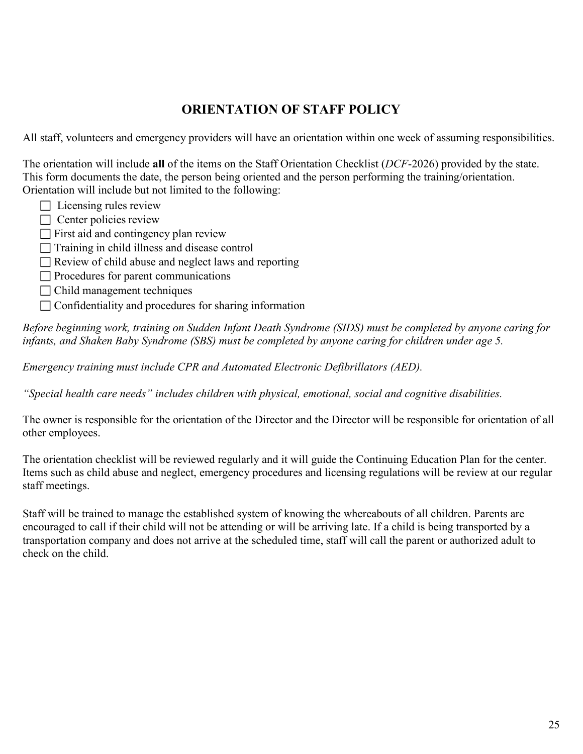# ORIENTATION OF STAFF POLICY

All staff, volunteers and emergency providers will have an orientation within one week of assuming responsibilities.

The orientation will include **all** of the items on the Staff Orientation Checklist (*DCF*-2026) provided by the state. This form documents the date, the person being oriented and the person performing the training/orientation. Orientation will include but not limited to the following:

- ☐ Licensing rules review
- ☐ Center policies review
- ☐ First aid and contingency plan review
- ☐ Training in child illness and disease control
- ☐ Review of child abuse and neglect laws and reporting
- ☐ Procedures for parent communications
- ☐ Child management techniques
- ☐ Confidentiality and procedures for sharing information

*Before beginning work, training on Sudden Infant Death Syndrome (SIDS) must be completed by anyone caring for infants, and Shaken Baby Syndrome (SBS) must be completed by anyone caring for children under age 5.*

*Emergency training must include CPR and Automated Electronic Defibrillators (AED).*

*"Special health care needs" includes children with physical, emotional, social and cognitive disabilities.*

The owner is responsible for the orientation of the Director and the Director will be responsible for orientation of all other employees.

The orientation checklist will be reviewed regularly and it will guide the Continuing Education Plan for the center. Items such as child abuse and neglect, emergency procedures and licensing regulations will be review at our regular staff meetings.

Staff will be trained to manage the established system of knowing the whereabouts of all children. Parents are encouraged to call if their child will not be attending or will be arriving late. If a child is being transported by a transportation company and does not arrive at the scheduled time, staff will call the parent or authorized adult to check on the child.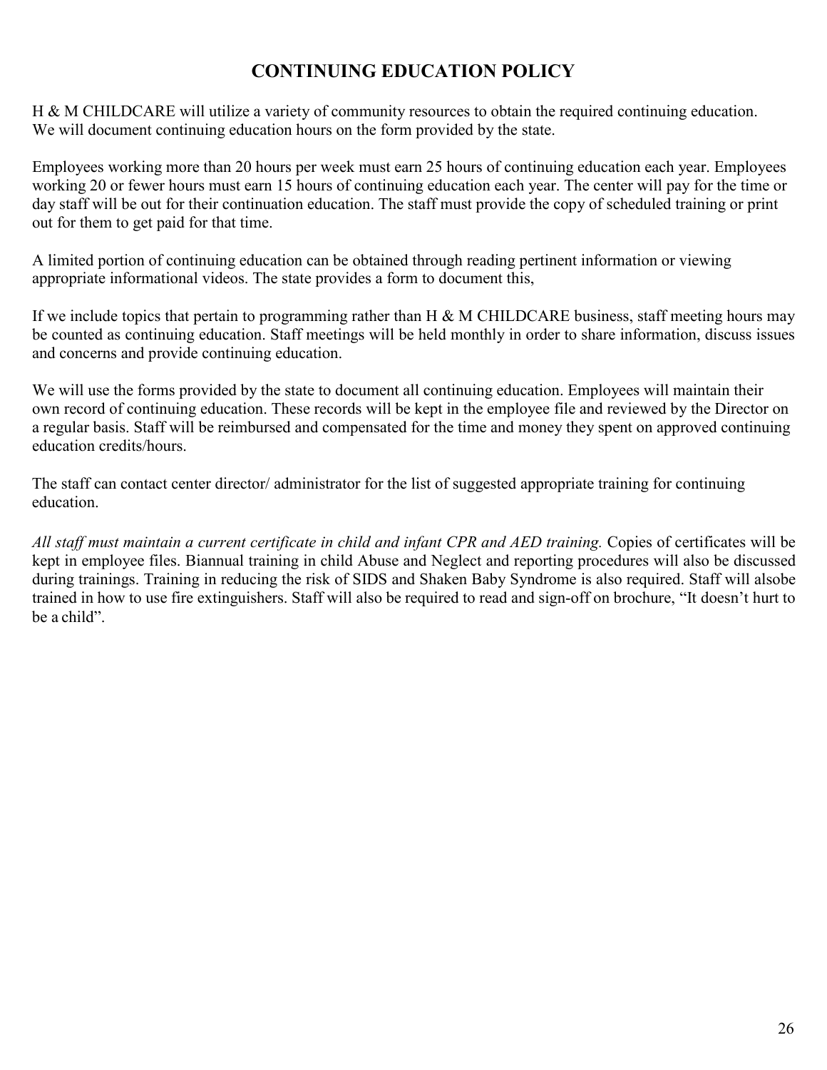# CONTINUING EDUCATION POLICY

H & M CHILDCARE will utilize a variety of community resources to obtain the required continuing education. We will document continuing education hours on the form provided by the state.

Employees working more than 20 hours per week must earn 25 hours of continuing education each year. Employees working 20 or fewer hours must earn 15 hours of continuing education each year. The center will pay for the time or day staff will be out for their continuation education. The staff must provide the copy of scheduled training or print out for them to get paid for that time.

A limited portion of continuing education can be obtained through reading pertinent information or viewing appropriate informational videos. The state provides a form to document this,

If we include topics that pertain to programming rather than H & M CHILDCARE business, staff meeting hours may be counted as continuing education. Staff meetings will be held monthly in order to share information, discuss issues and concerns and provide continuing education.

We will use the forms provided by the state to document all continuing education. Employees will maintain their own record of continuing education. These records will be kept in the employee file and reviewed by the Director on a regular basis. Staff will be reimbursed and compensated for the time and money they spent on approved continuing education credits/hours.

The staff can contact center director/ administrator for the list of suggested appropriate training for continuing education.

*All staff must maintain a current certificate in child and infant CPR and AED training.* Copies of certificates will be kept in employee files. Biannual training in child Abuse and Neglect and reporting procedures will also be discussed during trainings. Training in reducing the risk of SIDS and Shaken Baby Syndrome is also required. Staff will alsobe trained in how to use fire extinguishers. Staff will also be required to read and sign-off on brochure, "It doesn't hurt to be a child".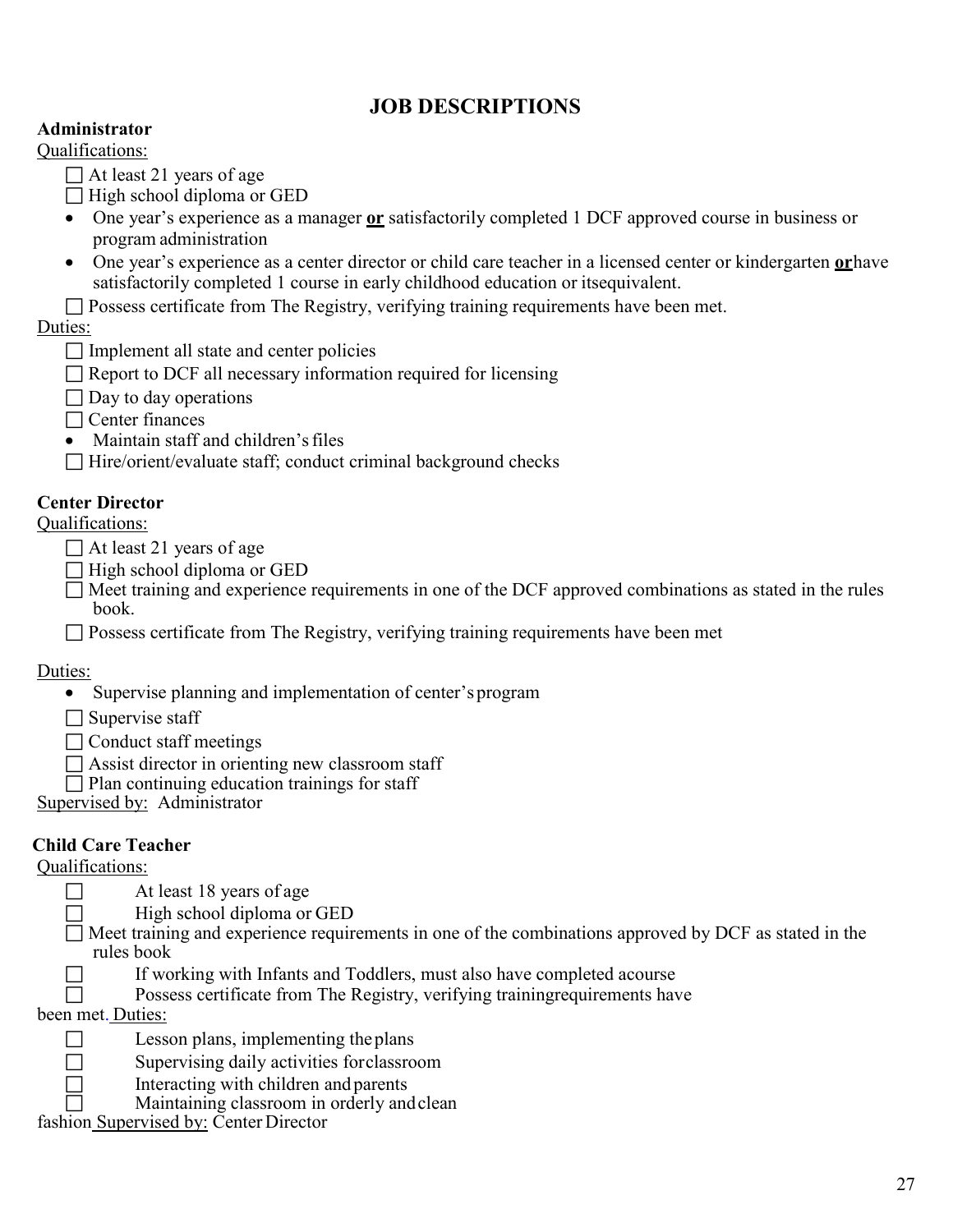# JOB DESCRIPTIONS

**Administrator**

Qualifications:

- ☐ At least 21 years of age
- ☐ High school diploma or GED
- One year's experience as a manager **or** satisfactorily completed 1 DCF approved course in business or program administration
- One year's experience as a center director or child care teacher in a licensed center or kindergarten **or** have satisfactorily completed 1 course in early childhood education or its equivalent.
- ☐ Possess certificate from The Registry, verifying training requirements have been met.

Duties:

- ☐ Implement all state and center policies
- ☐ Report to DCF all necessary information required for licensing
- ☐ Day to day operations
- ☐ Center finances
- Maintain staff and children's files
- ☐ Hire/orient/evaluate staff; conduct criminal background checks

**Center Director**

Qualifications:

- ☐ At least 21 years of age
- ☐ High school diploma or GED
- ☐ Meet training and experience requirements in one of the DCF approved combinations as stated in the rules book.
- ☐ Possess certificate from The Registry, verifying training requirements have been met

Duties:

- Supervise planning and implementation of center's program
- ☐ Supervise staff
- ☐ Conduct staff meetings
- ☐ Assist director in orienting new classroom staff
- ☐ Plan continuing education trainings for staff

Supervised by: Administrator

**Child Care Teacher**

Qualifications:

- ☐ At least 18 years of age
- ☐ High school diploma or GED
- ☐ Meet training and experience requirements in one of the combinations approved by DCF as stated in the rules book
- ☐ If working with Infants and Toddlers, must also have completed a course
- ☐ Possess certificate from The Registry, verifying training requirements have been met.

Duties:

- ☐ Lesson plans, implementing the plans
- ☐ Supervising daily activities for classroom
- ☐ Interacting with children and parents
- ☐ Maintaining classroom in orderly and clean fashion

Supervised by: Center Director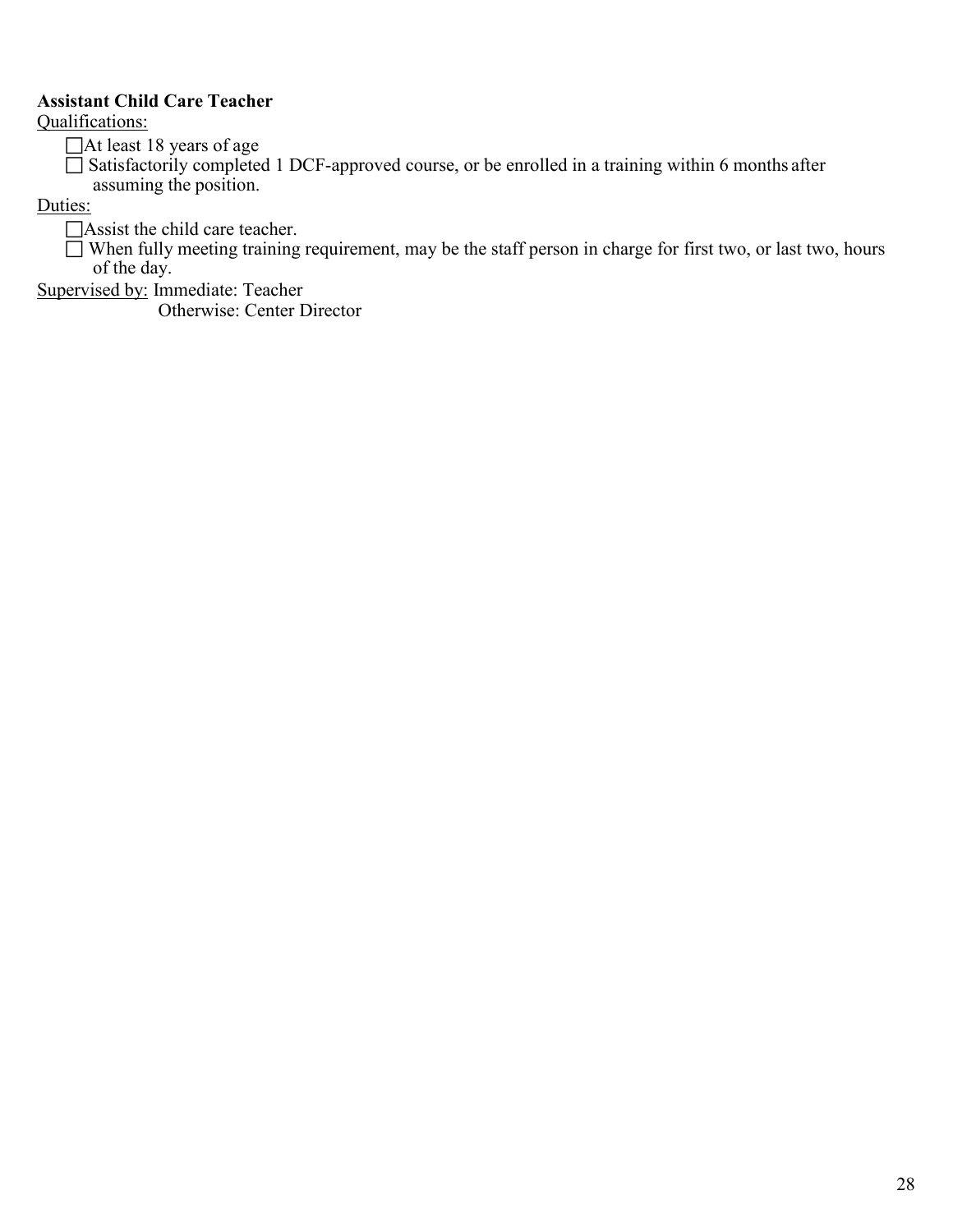**Assistant Child Care Teacher**

Qualifications:

- ☐At least 18 years of age
- ☐ Satisfactorily completed 1 DCF-approved course, or be enrolled in a training within 6 months after assuming the position.

Duties:

- ☐Assist the child care teacher.
- ☐ When fully meeting training requirement, may be the staff person in charge for first two, or last two, hours of the day.

Supervised by: Immediate: Teacher
Otherwise: Center Director